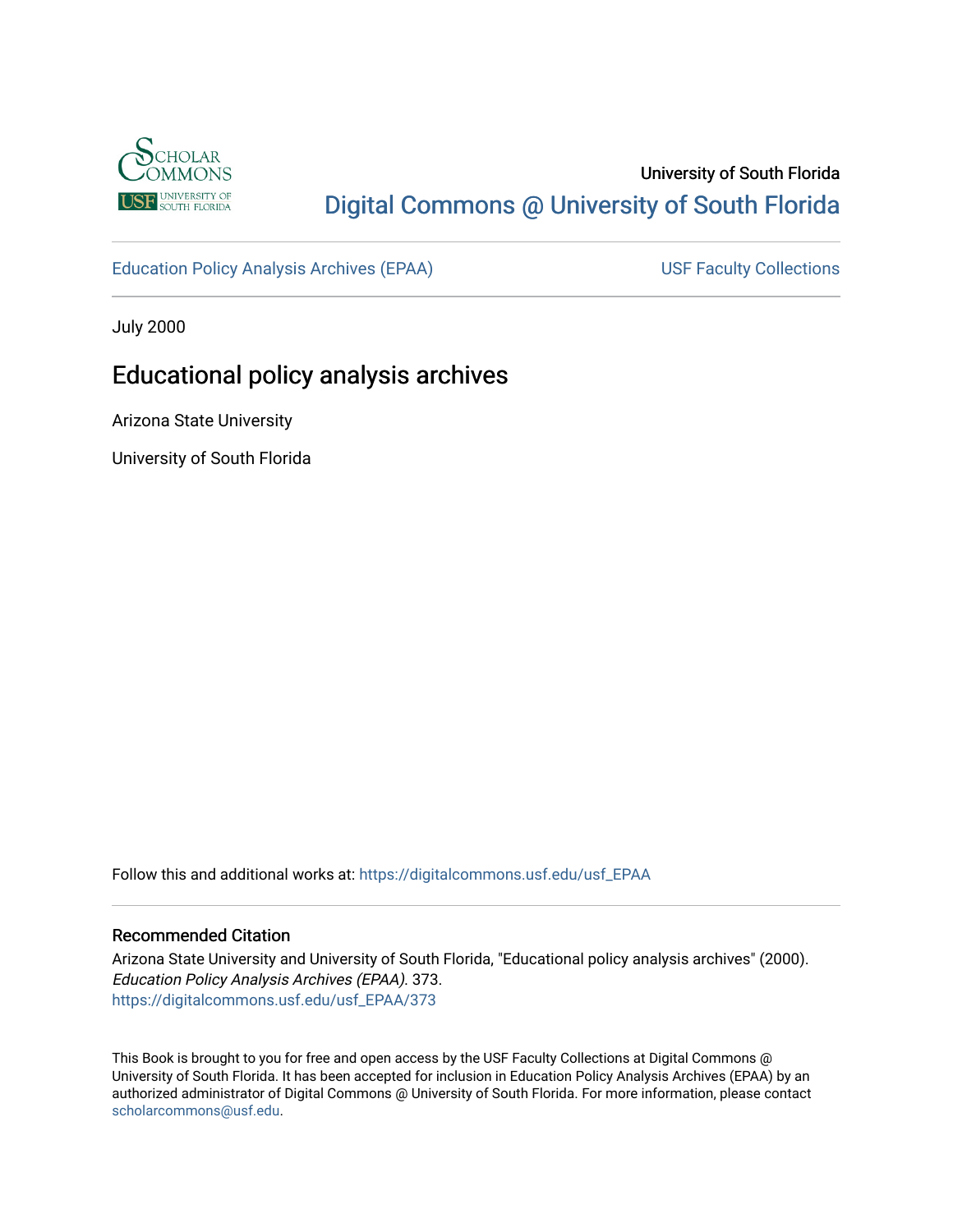University of South Florida

Digital Commons @ University of South Florida

Education Policy Analysis Archives (EPAA) | USF Faculty Collections

July 2000

# Educational policy analysis archives

Arizona State University

University of South Florida

Follow this and additional works at: https://digitalcommons.usf.edu/usf_EPAA

## Recommended Citation

Arizona State University and University of South Florida, "Educational policy analysis archives" (2000). *Education Policy Analysis Archives (EPAA)*. 373.
https://digitalcommons.usf.edu/usf_EPAA/373

This Book is brought to you for free and open access by the USF Faculty Collections at Digital Commons @ University of South Florida. It has been accepted for inclusion in Education Policy Analysis Archives (EPAA) by an authorized administrator of Digital Commons @ University of South Florida. For more information, please contact scholarcommons@usf.edu.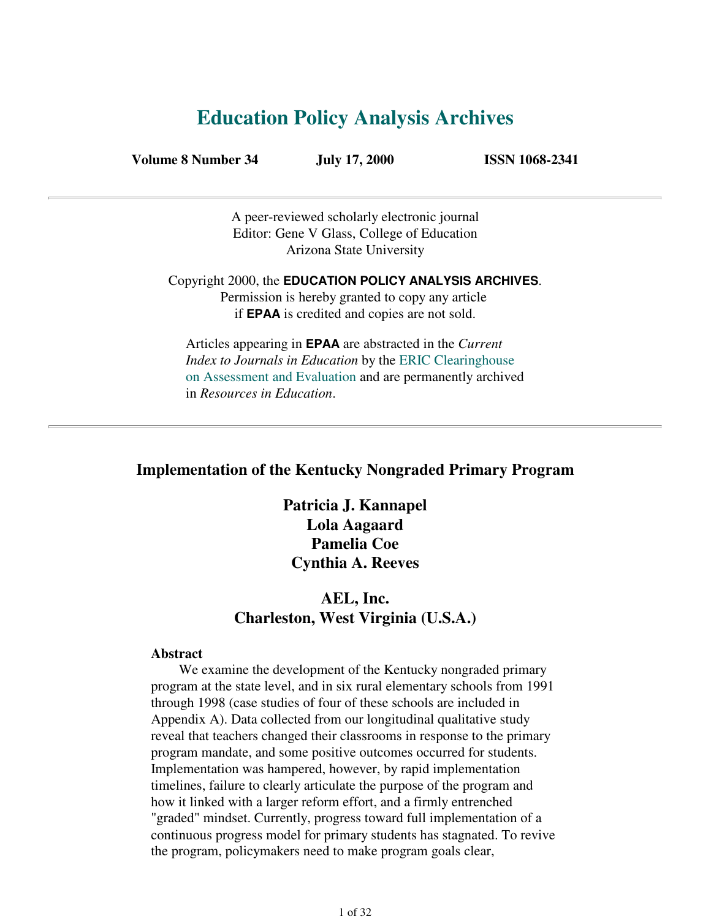# Education Policy Analysis Archives

**Volume 8 Number 34** **July 17, 2000** **ISSN 1068-2341**

---

A peer-reviewed scholarly electronic journal
Editor: Gene V Glass, College of Education
Arizona State University

Copyright 2000, the **EDUCATION POLICY ANALYSIS ARCHIVES**.
Permission is hereby granted to copy any article
if **EPAA** is credited and copies are not sold.

Articles appearing in **EPAA** are abstracted in the *Current Index to Journals in Education* by the ERIC Clearinghouse on Assessment and Evaluation and are permanently archived in *Resources in Education*.

---

## Implementation of the Kentucky Nongraded Primary Program

**Patricia J. Kannapel**
**Lola Aagaard**
**Pamelia Coe**
**Cynthia A. Reeves**

**AEL, Inc.**
**Charleston, West Virginia (U.S.A.)**

**Abstract**

We examine the development of the Kentucky nongraded primary program at the state level, and in six rural elementary schools from 1991 through 1998 (case studies of four of these schools are included in Appendix A). Data collected from our longitudinal qualitative study reveal that teachers changed their classrooms in response to the primary program mandate, and some positive outcomes occurred for students. Implementation was hampered, however, by rapid implementation timelines, failure to clearly articulate the purpose of the program and how it linked with a larger reform effort, and a firmly entrenched "graded" mindset. Currently, progress toward full implementation of a continuous progress model for primary students has stagnated. To revive the program, policymakers need to make program goals clear,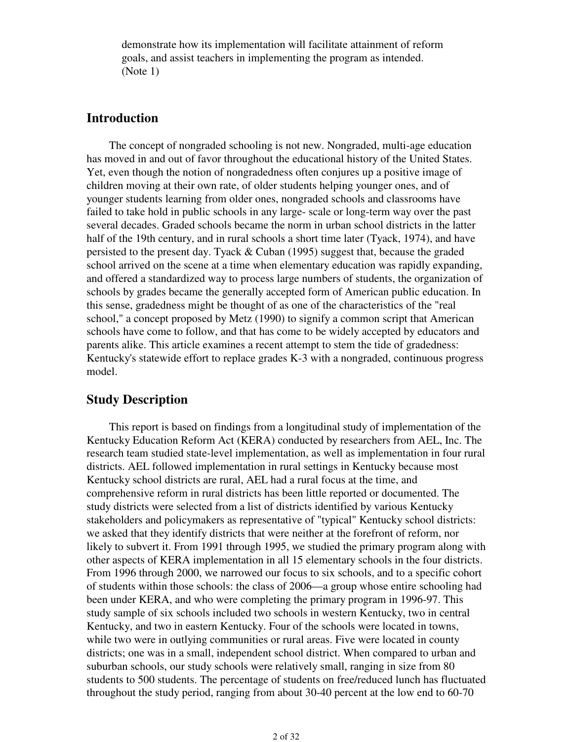demonstrate how its implementation will facilitate attainment of reform goals, and assist teachers in implementing the program as intended. (Note 1)

## Introduction

The concept of nongraded schooling is not new. Nongraded, multi-age education has moved in and out of favor throughout the educational history of the United States. Yet, even though the notion of nongradedness often conjures up a positive image of children moving at their own rate, of older students helping younger ones, and of younger students learning from older ones, nongraded schools and classrooms have failed to take hold in public schools in any large- scale or long-term way over the past several decades. Graded schools became the norm in urban school districts in the latter half of the 19th century, and in rural schools a short time later (Tyack, 1974), and have persisted to the present day. Tyack & Cuban (1995) suggest that, because the graded school arrived on the scene at a time when elementary education was rapidly expanding, and offered a standardized way to process large numbers of students, the organization of schools by grades became the generally accepted form of American public education. In this sense, gradedness might be thought of as one of the characteristics of the "real school," a concept proposed by Metz (1990) to signify a common script that American schools have come to follow, and that has come to be widely accepted by educators and parents alike. This article examines a recent attempt to stem the tide of gradedness: Kentucky's statewide effort to replace grades K-3 with a nongraded, continuous progress model.

## Study Description

This report is based on findings from a longitudinal study of implementation of the Kentucky Education Reform Act (KERA) conducted by researchers from AEL, Inc. The research team studied state-level implementation, as well as implementation in four rural districts. AEL followed implementation in rural settings in Kentucky because most Kentucky school districts are rural, AEL had a rural focus at the time, and comprehensive reform in rural districts has been little reported or documented. The study districts were selected from a list of districts identified by various Kentucky stakeholders and policymakers as representative of "typical" Kentucky school districts: we asked that they identify districts that were neither at the forefront of reform, nor likely to subvert it. From 1991 through 1995, we studied the primary program along with other aspects of KERA implementation in all 15 elementary schools in the four districts. From 1996 through 2000, we narrowed our focus to six schools, and to a specific cohort of students within those schools: the class of 2006—a group whose entire schooling had been under KERA, and who were completing the primary program in 1996-97. This study sample of six schools included two schools in western Kentucky, two in central Kentucky, and two in eastern Kentucky. Four of the schools were located in towns, while two were in outlying communities or rural areas. Five were located in county districts; one was in a small, independent school district. When compared to urban and suburban schools, our study schools were relatively small, ranging in size from 80 students to 500 students. The percentage of students on free/reduced lunch has fluctuated throughout the study period, ranging from about 30-40 percent at the low end to 60-70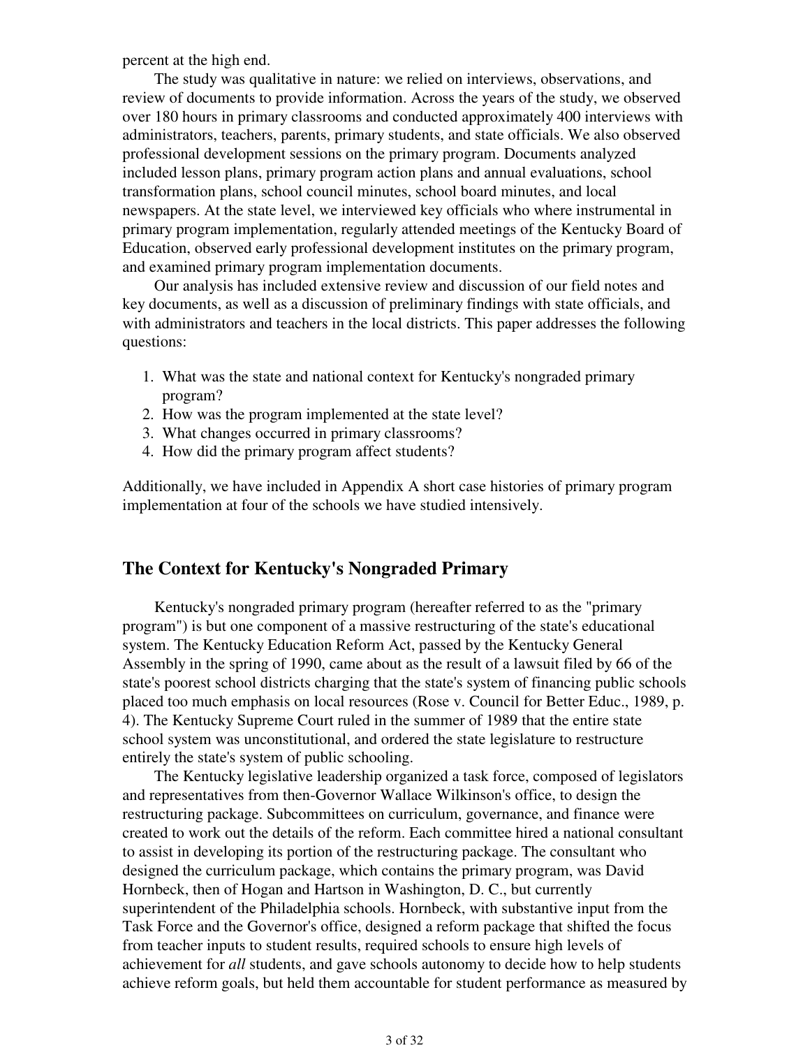percent at the high end.

The study was qualitative in nature: we relied on interviews, observations, and review of documents to provide information. Across the years of the study, we observed over 180 hours in primary classrooms and conducted approximately 400 interviews with administrators, teachers, parents, primary students, and state officials. We also observed professional development sessions on the primary program. Documents analyzed included lesson plans, primary program action plans and annual evaluations, school transformation plans, school council minutes, school board minutes, and local newspapers. At the state level, we interviewed key officials who where instrumental in primary program implementation, regularly attended meetings of the Kentucky Board of Education, observed early professional development institutes on the primary program, and examined primary program implementation documents.

Our analysis has included extensive review and discussion of our field notes and key documents, as well as a discussion of preliminary findings with state officials, and with administrators and teachers in the local districts. This paper addresses the following questions:

1. What was the state and national context for Kentucky's nongraded primary program?
2. How was the program implemented at the state level?
3. What changes occurred in primary classrooms?
4. How did the primary program affect students?

Additionally, we have included in Appendix A short case histories of primary program implementation at four of the schools we have studied intensively.

## The Context for Kentucky's Nongraded Primary

Kentucky's nongraded primary program (hereafter referred to as the "primary program") is but one component of a massive restructuring of the state's educational system. The Kentucky Education Reform Act, passed by the Kentucky General Assembly in the spring of 1990, came about as the result of a lawsuit filed by 66 of the state's poorest school districts charging that the state's system of financing public schools placed too much emphasis on local resources (Rose v. Council for Better Educ., 1989, p. 4). The Kentucky Supreme Court ruled in the summer of 1989 that the entire state school system was unconstitutional, and ordered the state legislature to restructure entirely the state's system of public schooling.

The Kentucky legislative leadership organized a task force, composed of legislators and representatives from then-Governor Wallace Wilkinson's office, to design the restructuring package. Subcommittees on curriculum, governance, and finance were created to work out the details of the reform. Each committee hired a national consultant to assist in developing its portion of the restructuring package. The consultant who designed the curriculum package, which contains the primary program, was David Hornbeck, then of Hogan and Hartson in Washington, D. C., but currently superintendent of the Philadelphia schools. Hornbeck, with substantive input from the Task Force and the Governor's office, designed a reform package that shifted the focus from teacher inputs to student results, required schools to ensure high levels of achievement for *all* students, and gave schools autonomy to decide how to help students achieve reform goals, but held them accountable for student performance as measured by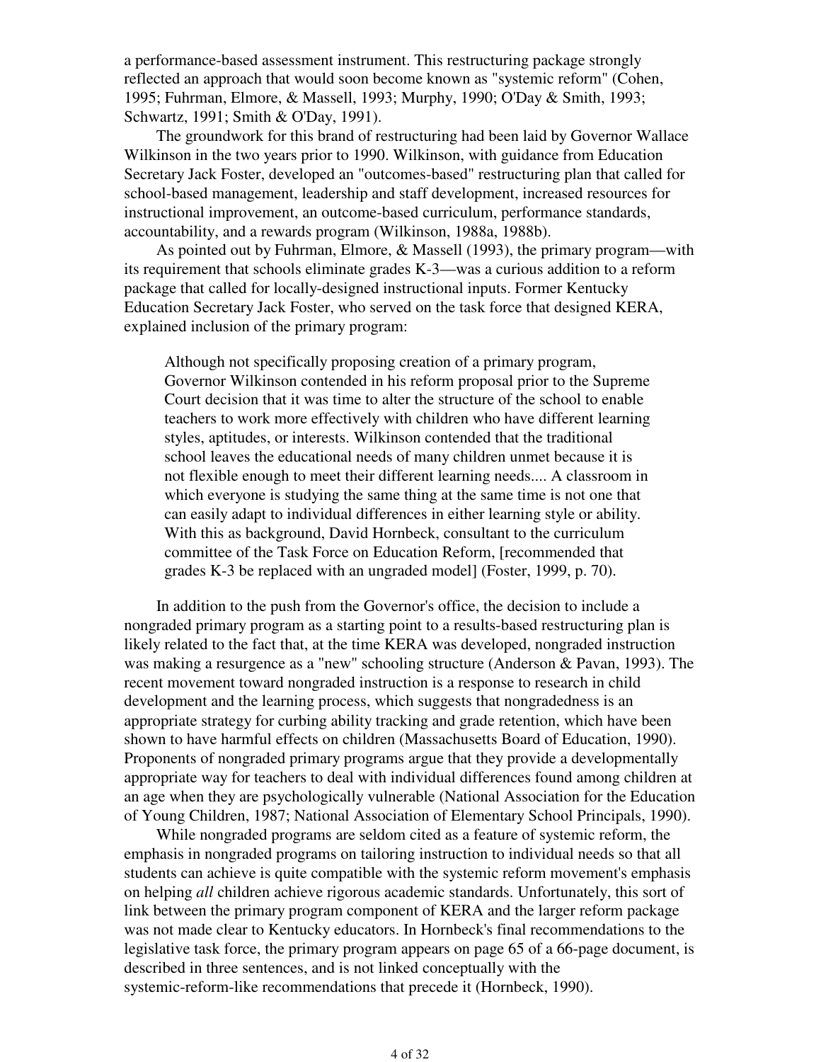a performance-based assessment instrument. This restructuring package strongly reflected an approach that would soon become known as "systemic reform" (Cohen, 1995; Fuhrman, Elmore, & Massell, 1993; Murphy, 1990; O'Day & Smith, 1993; Schwartz, 1991; Smith & O'Day, 1991).

The groundwork for this brand of restructuring had been laid by Governor Wallace Wilkinson in the two years prior to 1990. Wilkinson, with guidance from Education Secretary Jack Foster, developed an "outcomes-based" restructuring plan that called for school-based management, leadership and staff development, increased resources for instructional improvement, an outcome-based curriculum, performance standards, accountability, and a rewards program (Wilkinson, 1988a, 1988b).

As pointed out by Fuhrman, Elmore, & Massell (1993), the primary program—with its requirement that schools eliminate grades K-3—was a curious addition to a reform package that called for locally-designed instructional inputs. Former Kentucky Education Secretary Jack Foster, who served on the task force that designed KERA, explained inclusion of the primary program:

> Although not specifically proposing creation of a primary program, Governor Wilkinson contended in his reform proposal prior to the Supreme Court decision that it was time to alter the structure of the school to enable teachers to work more effectively with children who have different learning styles, aptitudes, or interests. Wilkinson contended that the traditional school leaves the educational needs of many children unmet because it is not flexible enough to meet their different learning needs.... A classroom in which everyone is studying the same thing at the same time is not one that can easily adapt to individual differences in either learning style or ability. With this as background, David Hornbeck, consultant to the curriculum committee of the Task Force on Education Reform, [recommended that grades K-3 be replaced with an ungraded model] (Foster, 1999, p. 70).

In addition to the push from the Governor's office, the decision to include a nongraded primary program as a starting point to a results-based restructuring plan is likely related to the fact that, at the time KERA was developed, nongraded instruction was making a resurgence as a "new" schooling structure (Anderson & Pavan, 1993). The recent movement toward nongraded instruction is a response to research in child development and the learning process, which suggests that nongradedness is an appropriate strategy for curbing ability tracking and grade retention, which have been shown to have harmful effects on children (Massachusetts Board of Education, 1990). Proponents of nongraded primary programs argue that they provide a developmentally appropriate way for teachers to deal with individual differences found among children at an age when they are psychologically vulnerable (National Association for the Education of Young Children, 1987; National Association of Elementary School Principals, 1990).

While nongraded programs are seldom cited as a feature of systemic reform, the emphasis in nongraded programs on tailoring instruction to individual needs so that all students can achieve is quite compatible with the systemic reform movement's emphasis on helping *all* children achieve rigorous academic standards. Unfortunately, this sort of link between the primary program component of KERA and the larger reform package was not made clear to Kentucky educators. In Hornbeck's final recommendations to the legislative task force, the primary program appears on page 65 of a 66-page document, is described in three sentences, and is not linked conceptually with the systemic-reform-like recommendations that precede it (Hornbeck, 1990).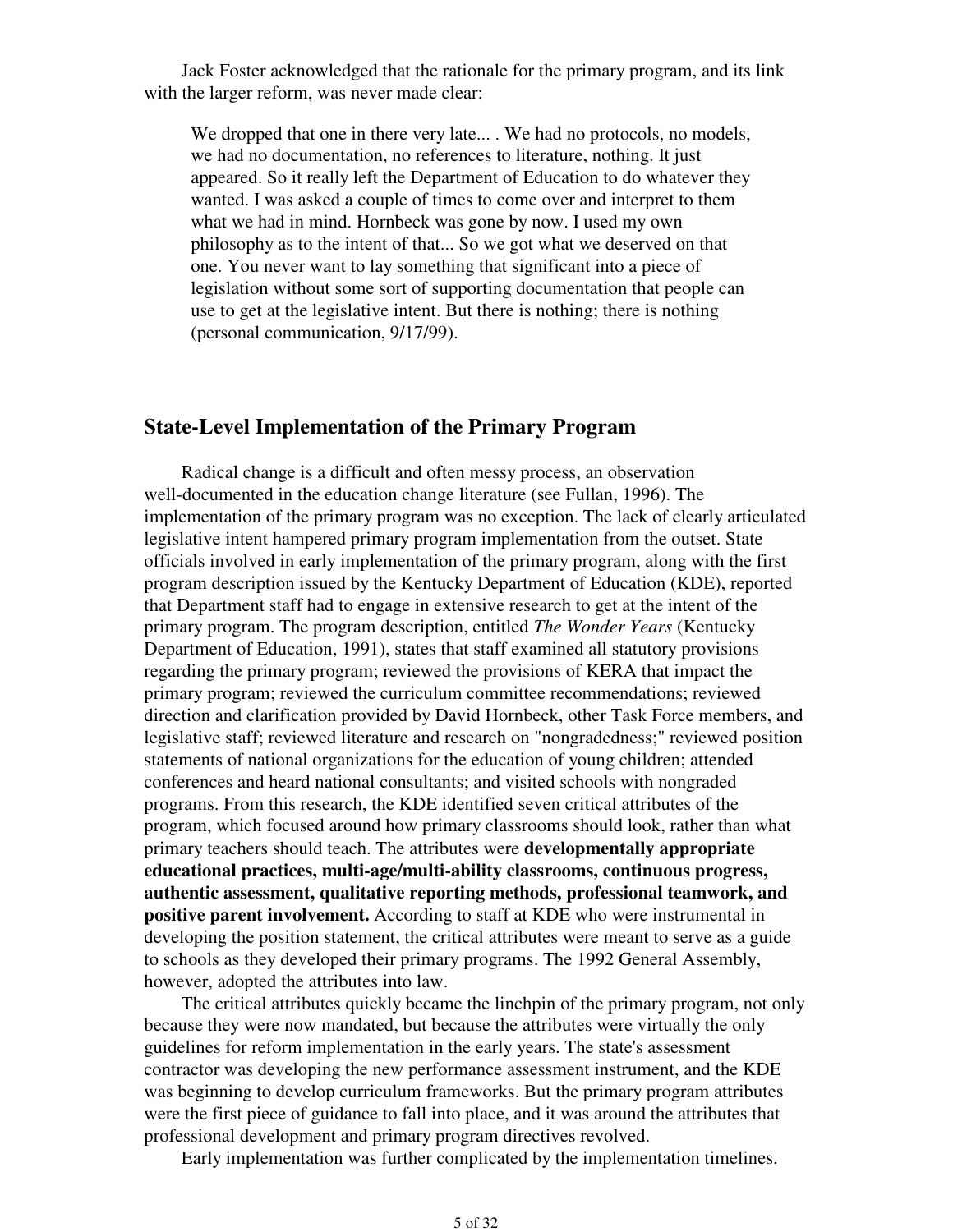Jack Foster acknowledged that the rationale for the primary program, and its link with the larger reform, was never made clear:

> We dropped that one in there very late... . We had no protocols, no models, we had no documentation, no references to literature, nothing. It just appeared. So it really left the Department of Education to do whatever they wanted. I was asked a couple of times to come over and interpret to them what we had in mind. Hornbeck was gone by now. I used my own philosophy as to the intent of that... So we got what we deserved on that one. You never want to lay something that significant into a piece of legislation without some sort of supporting documentation that people can use to get at the legislative intent. But there is nothing; there is nothing (personal communication, 9/17/99).

## State-Level Implementation of the Primary Program

Radical change is a difficult and often messy process, an observation well-documented in the education change literature (see Fullan, 1996). The implementation of the primary program was no exception. The lack of clearly articulated legislative intent hampered primary program implementation from the outset. State officials involved in early implementation of the primary program, along with the first program description issued by the Kentucky Department of Education (KDE), reported that Department staff had to engage in extensive research to get at the intent of the primary program. The program description, entitled *The Wonder Years* (Kentucky Department of Education, 1991), states that staff examined all statutory provisions regarding the primary program; reviewed the provisions of KERA that impact the primary program; reviewed the curriculum committee recommendations; reviewed direction and clarification provided by David Hornbeck, other Task Force members, and legislative staff; reviewed literature and research on "nongradedness;" reviewed position statements of national organizations for the education of young children; attended conferences and heard national consultants; and visited schools with nongraded programs. From this research, the KDE identified seven critical attributes of the program, which focused around how primary classrooms should look, rather than what primary teachers should teach. The attributes were **developmentally appropriate educational practices, multi-age/multi-ability classrooms, continuous progress, authentic assessment, qualitative reporting methods, professional teamwork, and positive parent involvement.** According to staff at KDE who were instrumental in developing the position statement, the critical attributes were meant to serve as a guide to schools as they developed their primary programs. The 1992 General Assembly, however, adopted the attributes into law.

The critical attributes quickly became the linchpin of the primary program, not only because they were now mandated, but because the attributes were virtually the only guidelines for reform implementation in the early years. The state's assessment contractor was developing the new performance assessment instrument, and the KDE was beginning to develop curriculum frameworks. But the primary program attributes were the first piece of guidance to fall into place, and it was around the attributes that professional development and primary program directives revolved.

Early implementation was further complicated by the implementation timelines.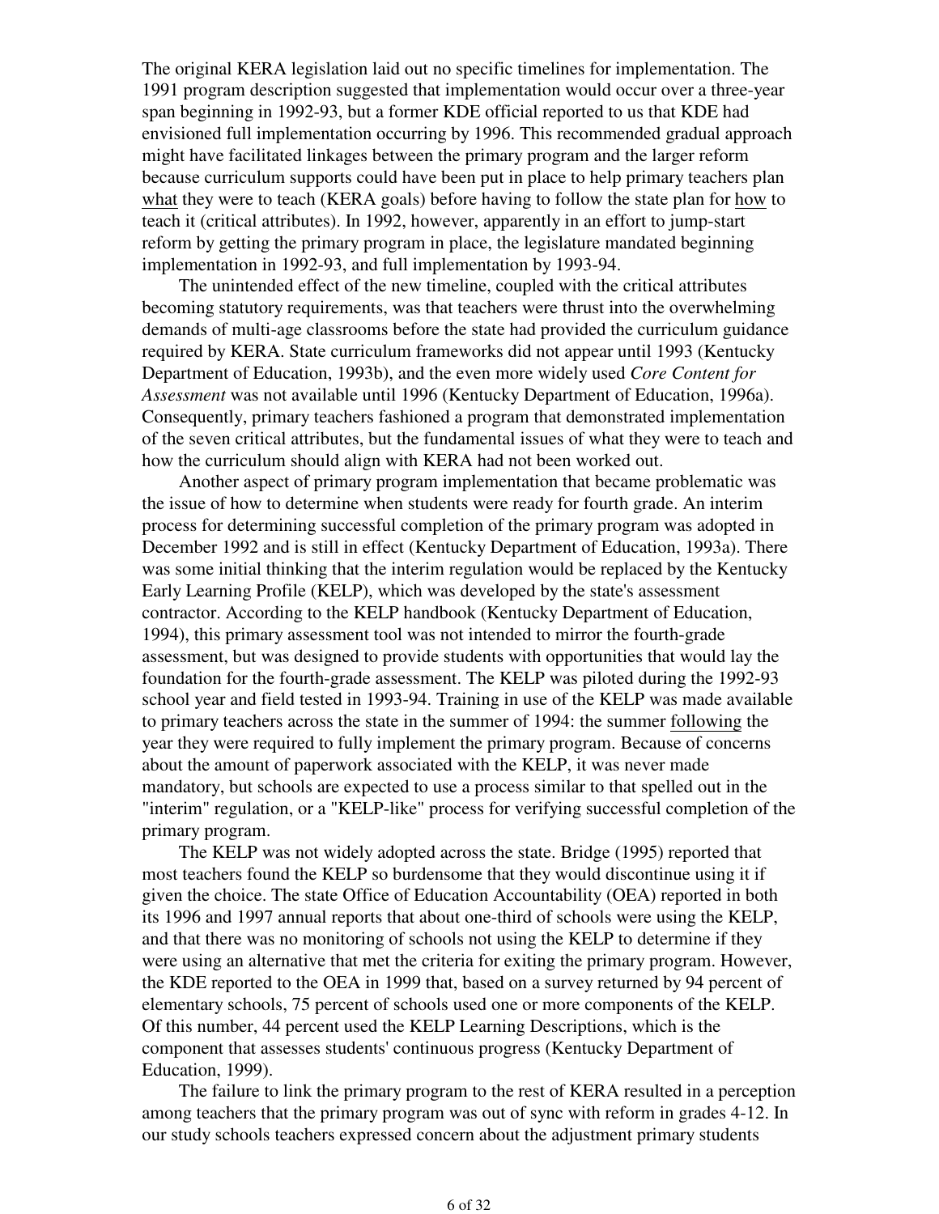The original KERA legislation laid out no specific timelines for implementation. The 1991 program description suggested that implementation would occur over a three-year span beginning in 1992-93, but a former KDE official reported to us that KDE had envisioned full implementation occurring by 1996. This recommended gradual approach might have facilitated linkages between the primary program and the larger reform because curriculum supports could have been put in place to help primary teachers plan <u>what</u> they were to teach (KERA goals) before having to follow the state plan for <u>how</u> to teach it (critical attributes). In 1992, however, apparently in an effort to jump-start reform by getting the primary program in place, the legislature mandated beginning implementation in 1992-93, and full implementation by 1993-94.

The unintended effect of the new timeline, coupled with the critical attributes becoming statutory requirements, was that teachers were thrust into the overwhelming demands of multi-age classrooms before the state had provided the curriculum guidance required by KERA. State curriculum frameworks did not appear until 1993 (Kentucky Department of Education, 1993b), and the even more widely used *Core Content for Assessment* was not available until 1996 (Kentucky Department of Education, 1996a). Consequently, primary teachers fashioned a program that demonstrated implementation of the seven critical attributes, but the fundamental issues of what they were to teach and how the curriculum should align with KERA had not been worked out.

Another aspect of primary program implementation that became problematic was the issue of how to determine when students were ready for fourth grade. An interim process for determining successful completion of the primary program was adopted in December 1992 and is still in effect (Kentucky Department of Education, 1993a). There was some initial thinking that the interim regulation would be replaced by the Kentucky Early Learning Profile (KELP), which was developed by the state's assessment contractor. According to the KELP handbook (Kentucky Department of Education, 1994), this primary assessment tool was not intended to mirror the fourth-grade assessment, but was designed to provide students with opportunities that would lay the foundation for the fourth-grade assessment. The KELP was piloted during the 1992-93 school year and field tested in 1993-94. Training in use of the KELP was made available to primary teachers across the state in the summer of 1994: the summer <u>following</u> the year they were required to fully implement the primary program. Because of concerns about the amount of paperwork associated with the KELP, it was never made mandatory, but schools are expected to use a process similar to that spelled out in the "interim" regulation, or a "KELP-like" process for verifying successful completion of the primary program.

The KELP was not widely adopted across the state. Bridge (1995) reported that most teachers found the KELP so burdensome that they would discontinue using it if given the choice. The state Office of Education Accountability (OEA) reported in both its 1996 and 1997 annual reports that about one-third of schools were using the KELP, and that there was no monitoring of schools not using the KELP to determine if they were using an alternative that met the criteria for exiting the primary program. However, the KDE reported to the OEA in 1999 that, based on a survey returned by 94 percent of elementary schools, 75 percent of schools used one or more components of the KELP. Of this number, 44 percent used the KELP Learning Descriptions, which is the component that assesses students' continuous progress (Kentucky Department of Education, 1999).

The failure to link the primary program to the rest of KERA resulted in a perception among teachers that the primary program was out of sync with reform in grades 4-12. In our study schools teachers expressed concern about the adjustment primary students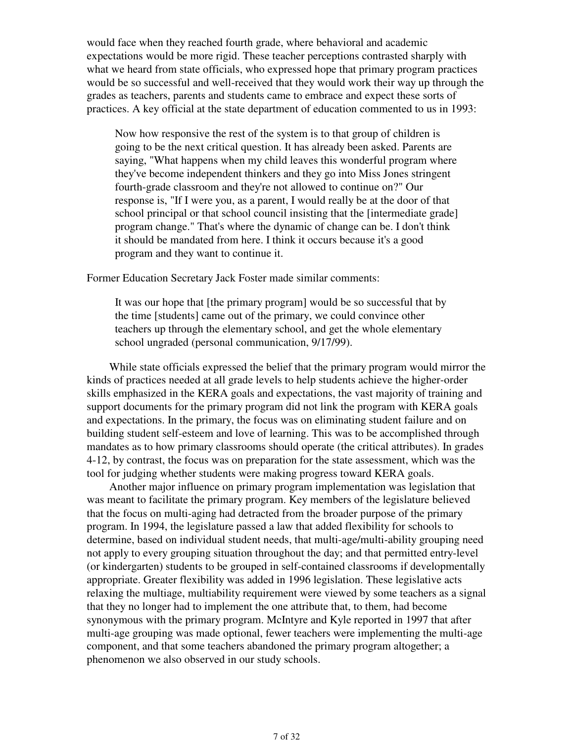would face when they reached fourth grade, where behavioral and academic expectations would be more rigid. These teacher perceptions contrasted sharply with what we heard from state officials, who expressed hope that primary program practices would be so successful and well-received that they would work their way up through the grades as teachers, parents and students came to embrace and expect these sorts of practices. A key official at the state department of education commented to us in 1993:

> Now how responsive the rest of the system is to that group of children is going to be the next critical question. It has already been asked. Parents are saying, "What happens when my child leaves this wonderful program where they've become independent thinkers and they go into Miss Jones stringent fourth-grade classroom and they're not allowed to continue on?" Our response is, "If I were you, as a parent, I would really be at the door of that school principal or that school council insisting that the [intermediate grade] program change." That's where the dynamic of change can be. I don't think it should be mandated from here. I think it occurs because it's a good program and they want to continue it.

Former Education Secretary Jack Foster made similar comments:

> It was our hope that [the primary program] would be so successful that by the time [students] came out of the primary, we could convince other teachers up through the elementary school, and get the whole elementary school ungraded (personal communication, 9/17/99).

While state officials expressed the belief that the primary program would mirror the kinds of practices needed at all grade levels to help students achieve the higher-order skills emphasized in the KERA goals and expectations, the vast majority of training and support documents for the primary program did not link the program with KERA goals and expectations. In the primary, the focus was on eliminating student failure and on building student self-esteem and love of learning. This was to be accomplished through mandates as to how primary classrooms should operate (the critical attributes). In grades 4-12, by contrast, the focus was on preparation for the state assessment, which was the tool for judging whether students were making progress toward KERA goals.

Another major influence on primary program implementation was legislation that was meant to facilitate the primary program. Key members of the legislature believed that the focus on multi-aging had detracted from the broader purpose of the primary program. In 1994, the legislature passed a law that added flexibility for schools to determine, based on individual student needs, that multi-age/multi-ability grouping need not apply to every grouping situation throughout the day; and that permitted entry-level (or kindergarten) students to be grouped in self-contained classrooms if developmentally appropriate. Greater flexibility was added in 1996 legislation. These legislative acts relaxing the multiage, multiability requirement were viewed by some teachers as a signal that they no longer had to implement the one attribute that, to them, had become synonymous with the primary program. McIntyre and Kyle reported in 1997 that after multi-age grouping was made optional, fewer teachers were implementing the multi-age component, and that some teachers abandoned the primary program altogether; a phenomenon we also observed in our study schools.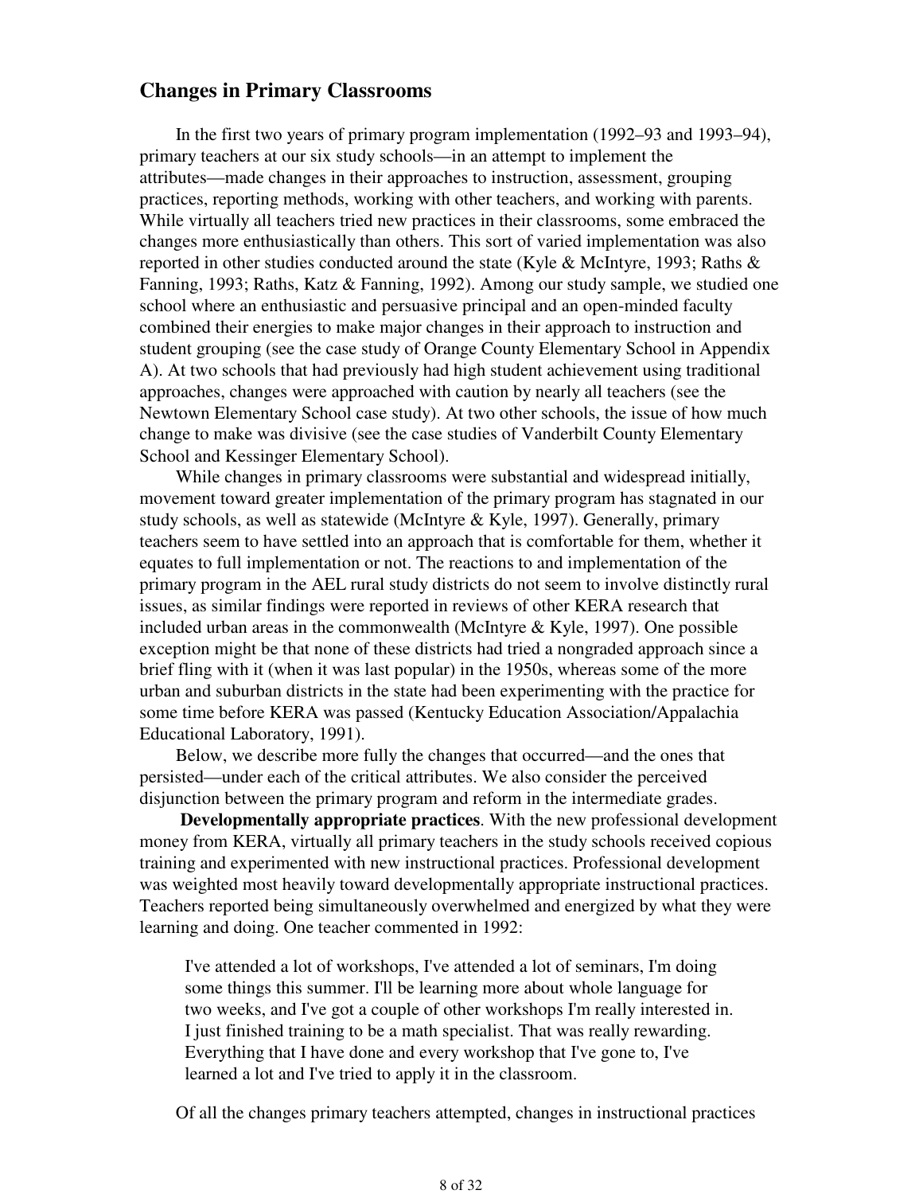## Changes in Primary Classrooms

In the first two years of primary program implementation (1992–93 and 1993–94), primary teachers at our six study schools—in an attempt to implement the attributes—made changes in their approaches to instruction, assessment, grouping practices, reporting methods, working with other teachers, and working with parents. While virtually all teachers tried new practices in their classrooms, some embraced the changes more enthusiastically than others. This sort of varied implementation was also reported in other studies conducted around the state (Kyle & McIntyre, 1993; Raths & Fanning, 1993; Raths, Katz & Fanning, 1992). Among our study sample, we studied one school where an enthusiastic and persuasive principal and an open-minded faculty combined their energies to make major changes in their approach to instruction and student grouping (see the case study of Orange County Elementary School in Appendix A). At two schools that had previously had high student achievement using traditional approaches, changes were approached with caution by nearly all teachers (see the Newtown Elementary School case study). At two other schools, the issue of how much change to make was divisive (see the case studies of Vanderbilt County Elementary School and Kessinger Elementary School).

While changes in primary classrooms were substantial and widespread initially, movement toward greater implementation of the primary program has stagnated in our study schools, as well as statewide (McIntyre & Kyle, 1997). Generally, primary teachers seem to have settled into an approach that is comfortable for them, whether it equates to full implementation or not. The reactions to and implementation of the primary program in the AEL rural study districts do not seem to involve distinctly rural issues, as similar findings were reported in reviews of other KERA research that included urban areas in the commonwealth (McIntyre & Kyle, 1997). One possible exception might be that none of these districts had tried a nongraded approach since a brief fling with it (when it was last popular) in the 1950s, whereas some of the more urban and suburban districts in the state had been experimenting with the practice for some time before KERA was passed (Kentucky Education Association/Appalachia Educational Laboratory, 1991).

Below, we describe more fully the changes that occurred—and the ones that persisted—under each of the critical attributes. We also consider the perceived disjunction between the primary program and reform in the intermediate grades.

**Developmentally appropriate practices**. With the new professional development money from KERA, virtually all primary teachers in the study schools received copious training and experimented with new instructional practices. Professional development was weighted most heavily toward developmentally appropriate instructional practices. Teachers reported being simultaneously overwhelmed and energized by what they were learning and doing. One teacher commented in 1992:

> I've attended a lot of workshops, I've attended a lot of seminars, I'm doing some things this summer. I'll be learning more about whole language for two weeks, and I've got a couple of other workshops I'm really interested in. I just finished training to be a math specialist. That was really rewarding. Everything that I have done and every workshop that I've gone to, I've learned a lot and I've tried to apply it in the classroom.

Of all the changes primary teachers attempted, changes in instructional practices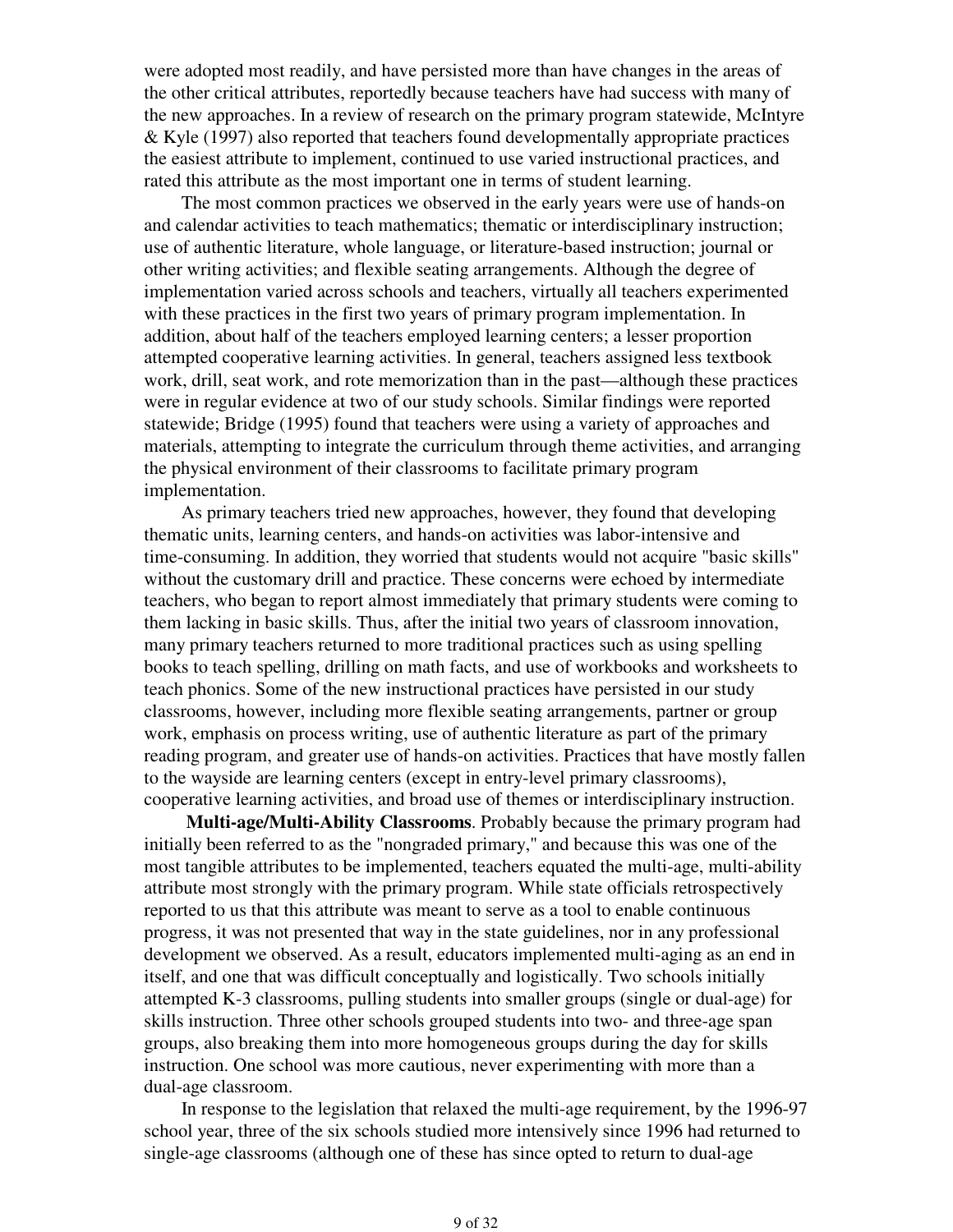were adopted most readily, and have persisted more than have changes in the areas of the other critical attributes, reportedly because teachers have had success with many of the new approaches. In a review of research on the primary program statewide, McIntyre & Kyle (1997) also reported that teachers found developmentally appropriate practices the easiest attribute to implement, continued to use varied instructional practices, and rated this attribute as the most important one in terms of student learning.

The most common practices we observed in the early years were use of hands-on and calendar activities to teach mathematics; thematic or interdisciplinary instruction; use of authentic literature, whole language, or literature-based instruction; journal or other writing activities; and flexible seating arrangements. Although the degree of implementation varied across schools and teachers, virtually all teachers experimented with these practices in the first two years of primary program implementation. In addition, about half of the teachers employed learning centers; a lesser proportion attempted cooperative learning activities. In general, teachers assigned less textbook work, drill, seat work, and rote memorization than in the past—although these practices were in regular evidence at two of our study schools. Similar findings were reported statewide; Bridge (1995) found that teachers were using a variety of approaches and materials, attempting to integrate the curriculum through theme activities, and arranging the physical environment of their classrooms to facilitate primary program implementation.

As primary teachers tried new approaches, however, they found that developing thematic units, learning centers, and hands-on activities was labor-intensive and time-consuming. In addition, they worried that students would not acquire "basic skills" without the customary drill and practice. These concerns were echoed by intermediate teachers, who began to report almost immediately that primary students were coming to them lacking in basic skills. Thus, after the initial two years of classroom innovation, many primary teachers returned to more traditional practices such as using spelling books to teach spelling, drilling on math facts, and use of workbooks and worksheets to teach phonics. Some of the new instructional practices have persisted in our study classrooms, however, including more flexible seating arrangements, partner or group work, emphasis on process writing, use of authentic literature as part of the primary reading program, and greater use of hands-on activities. Practices that have mostly fallen to the wayside are learning centers (except in entry-level primary classrooms), cooperative learning activities, and broad use of themes or interdisciplinary instruction.

**Multi-age/Multi-Ability Classrooms**. Probably because the primary program had initially been referred to as the "nongraded primary," and because this was one of the most tangible attributes to be implemented, teachers equated the multi-age, multi-ability attribute most strongly with the primary program. While state officials retrospectively reported to us that this attribute was meant to serve as a tool to enable continuous progress, it was not presented that way in the state guidelines, nor in any professional development we observed. As a result, educators implemented multi-aging as an end in itself, and one that was difficult conceptually and logistically. Two schools initially attempted K-3 classrooms, pulling students into smaller groups (single or dual-age) for skills instruction. Three other schools grouped students into two- and three-age span groups, also breaking them into more homogeneous groups during the day for skills instruction. One school was more cautious, never experimenting with more than a dual-age classroom.

In response to the legislation that relaxed the multi-age requirement, by the 1996-97 school year, three of the six schools studied more intensively since 1996 had returned to single-age classrooms (although one of these has since opted to return to dual-age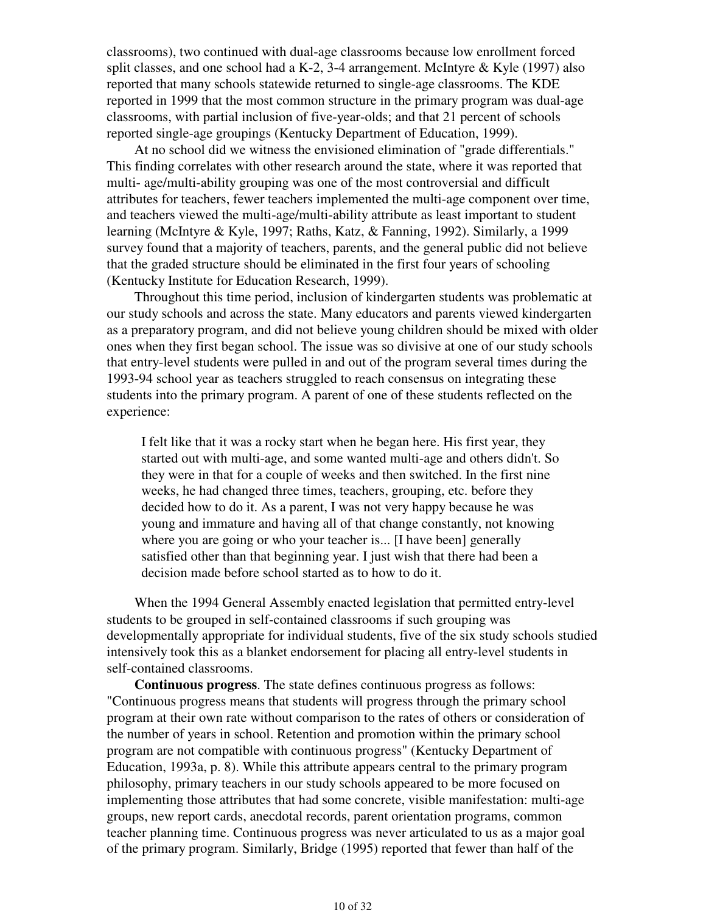classrooms), two continued with dual-age classrooms because low enrollment forced split classes, and one school had a K-2, 3-4 arrangement. McIntyre & Kyle (1997) also reported that many schools statewide returned to single-age classrooms. The KDE reported in 1999 that the most common structure in the primary program was dual-age classrooms, with partial inclusion of five-year-olds; and that 21 percent of schools reported single-age groupings (Kentucky Department of Education, 1999).

At no school did we witness the envisioned elimination of "grade differentials." This finding correlates with other research around the state, where it was reported that multi- age/multi-ability grouping was one of the most controversial and difficult attributes for teachers, fewer teachers implemented the multi-age component over time, and teachers viewed the multi-age/multi-ability attribute as least important to student learning (McIntyre & Kyle, 1997; Raths, Katz, & Fanning, 1992). Similarly, a 1999 survey found that a majority of teachers, parents, and the general public did not believe that the graded structure should be eliminated in the first four years of schooling (Kentucky Institute for Education Research, 1999).

Throughout this time period, inclusion of kindergarten students was problematic at our study schools and across the state. Many educators and parents viewed kindergarten as a preparatory program, and did not believe young children should be mixed with older ones when they first began school. The issue was so divisive at one of our study schools that entry-level students were pulled in and out of the program several times during the 1993-94 school year as teachers struggled to reach consensus on integrating these students into the primary program. A parent of one of these students reflected on the experience:

> I felt like that it was a rocky start when he began here. His first year, they started out with multi-age, and some wanted multi-age and others didn't. So they were in that for a couple of weeks and then switched. In the first nine weeks, he had changed three times, teachers, grouping, etc. before they decided how to do it. As a parent, I was not very happy because he was young and immature and having all of that change constantly, not knowing where you are going or who your teacher is... [I have been] generally satisfied other than that beginning year. I just wish that there had been a decision made before school started as to how to do it.

When the 1994 General Assembly enacted legislation that permitted entry-level students to be grouped in self-contained classrooms if such grouping was developmentally appropriate for individual students, five of the six study schools studied intensively took this as a blanket endorsement for placing all entry-level students in self-contained classrooms.

**Continuous progress**. The state defines continuous progress as follows: "Continuous progress means that students will progress through the primary school program at their own rate without comparison to the rates of others or consideration of the number of years in school. Retention and promotion within the primary school program are not compatible with continuous progress" (Kentucky Department of Education, 1993a, p. 8). While this attribute appears central to the primary program philosophy, primary teachers in our study schools appeared to be more focused on implementing those attributes that had some concrete, visible manifestation: multi-age groups, new report cards, anecdotal records, parent orientation programs, common teacher planning time. Continuous progress was never articulated to us as a major goal of the primary program. Similarly, Bridge (1995) reported that fewer than half of the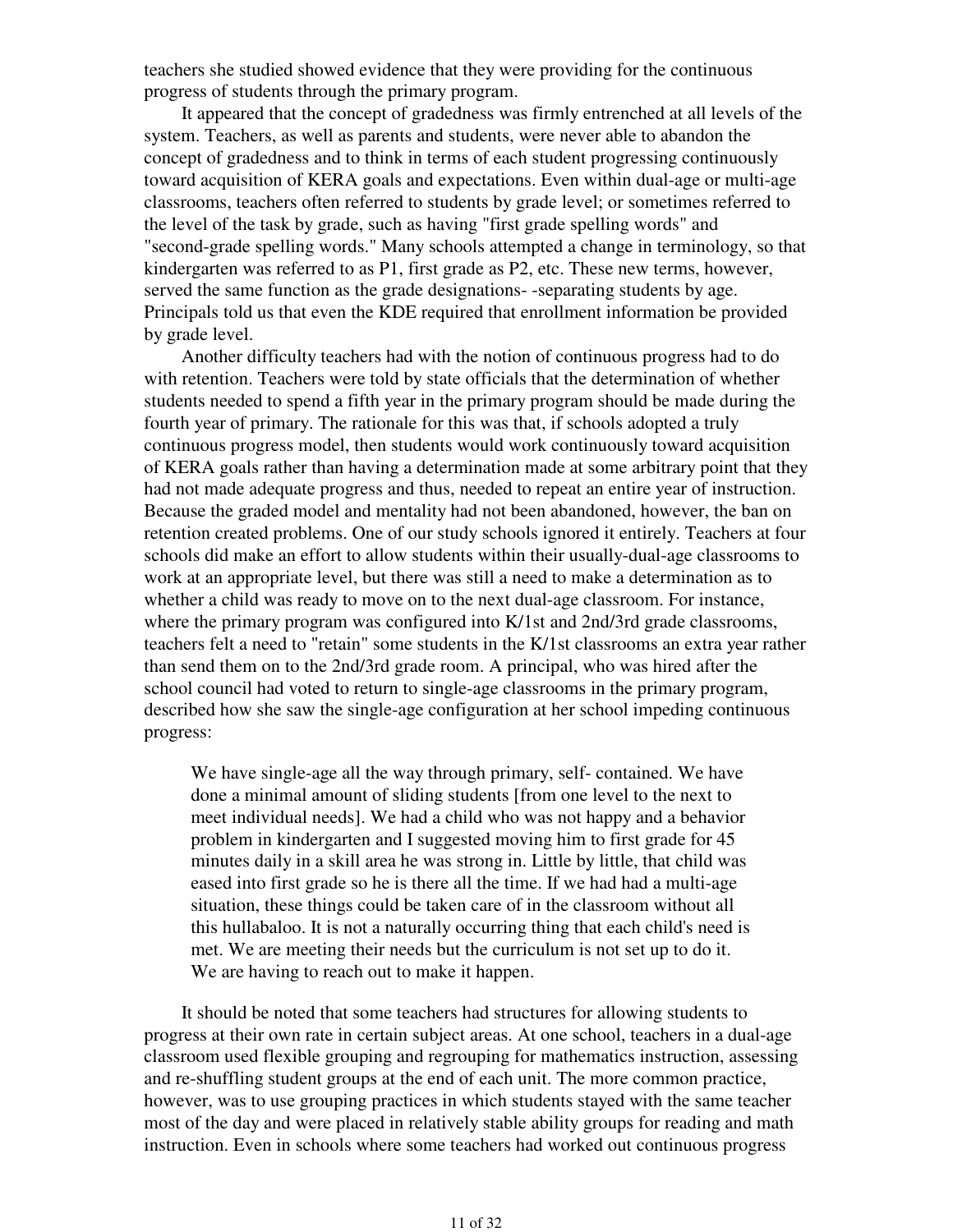teachers she studied showed evidence that they were providing for the continuous progress of students through the primary program.

It appeared that the concept of gradedness was firmly entrenched at all levels of the system. Teachers, as well as parents and students, were never able to abandon the concept of gradedness and to think in terms of each student progressing continuously toward acquisition of KERA goals and expectations. Even within dual-age or multi-age classrooms, teachers often referred to students by grade level; or sometimes referred to the level of the task by grade, such as having "first grade spelling words" and "second-grade spelling words." Many schools attempted a change in terminology, so that kindergarten was referred to as P1, first grade as P2, etc. These new terms, however, served the same function as the grade designations- -separating students by age. Principals told us that even the KDE required that enrollment information be provided by grade level.

Another difficulty teachers had with the notion of continuous progress had to do with retention. Teachers were told by state officials that the determination of whether students needed to spend a fifth year in the primary program should be made during the fourth year of primary. The rationale for this was that, if schools adopted a truly continuous progress model, then students would work continuously toward acquisition of KERA goals rather than having a determination made at some arbitrary point that they had not made adequate progress and thus, needed to repeat an entire year of instruction. Because the graded model and mentality had not been abandoned, however, the ban on retention created problems. One of our study schools ignored it entirely. Teachers at four schools did make an effort to allow students within their usually-dual-age classrooms to work at an appropriate level, but there was still a need to make a determination as to whether a child was ready to move on to the next dual-age classroom. For instance, where the primary program was configured into K/1st and 2nd/3rd grade classrooms, teachers felt a need to "retain" some students in the K/1st classrooms an extra year rather than send them on to the 2nd/3rd grade room. A principal, who was hired after the school council had voted to return to single-age classrooms in the primary program, described how she saw the single-age configuration at her school impeding continuous progress:

> We have single-age all the way through primary, self- contained. We have done a minimal amount of sliding students [from one level to the next to meet individual needs]. We had a child who was not happy and a behavior problem in kindergarten and I suggested moving him to first grade for 45 minutes daily in a skill area he was strong in. Little by little, that child was eased into first grade so he is there all the time. If we had had a multi-age situation, these things could be taken care of in the classroom without all this hullabaloo. It is not a naturally occurring thing that each child's need is met. We are meeting their needs but the curriculum is not set up to do it. We are having to reach out to make it happen.

It should be noted that some teachers had structures for allowing students to progress at their own rate in certain subject areas. At one school, teachers in a dual-age classroom used flexible grouping and regrouping for mathematics instruction, assessing and re-shuffling student groups at the end of each unit. The more common practice, however, was to use grouping practices in which students stayed with the same teacher most of the day and were placed in relatively stable ability groups for reading and math instruction. Even in schools where some teachers had worked out continuous progress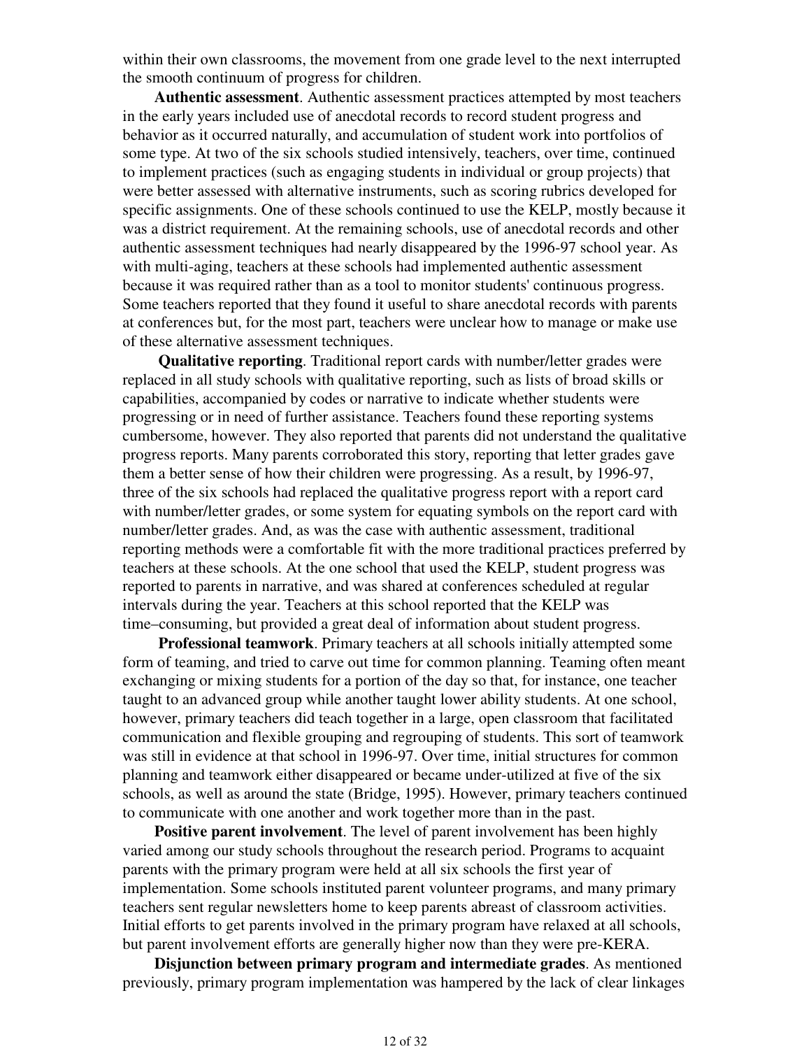within their own classrooms, the movement from one grade level to the next interrupted the smooth continuum of progress for children.

**Authentic assessment**. Authentic assessment practices attempted by most teachers in the early years included use of anecdotal records to record student progress and behavior as it occurred naturally, and accumulation of student work into portfolios of some type. At two of the six schools studied intensively, teachers, over time, continued to implement practices (such as engaging students in individual or group projects) that were better assessed with alternative instruments, such as scoring rubrics developed for specific assignments. One of these schools continued to use the KELP, mostly because it was a district requirement. At the remaining schools, use of anecdotal records and other authentic assessment techniques had nearly disappeared by the 1996-97 school year. As with multi-aging, teachers at these schools had implemented authentic assessment because it was required rather than as a tool to monitor students' continuous progress. Some teachers reported that they found it useful to share anecdotal records with parents at conferences but, for the most part, teachers were unclear how to manage or make use of these alternative assessment techniques.

**Qualitative reporting**. Traditional report cards with number/letter grades were replaced in all study schools with qualitative reporting, such as lists of broad skills or capabilities, accompanied by codes or narrative to indicate whether students were progressing or in need of further assistance. Teachers found these reporting systems cumbersome, however. They also reported that parents did not understand the qualitative progress reports. Many parents corroborated this story, reporting that letter grades gave them a better sense of how their children were progressing. As a result, by 1996-97, three of the six schools had replaced the qualitative progress report with a report card with number/letter grades, or some system for equating symbols on the report card with number/letter grades. And, as was the case with authentic assessment, traditional reporting methods were a comfortable fit with the more traditional practices preferred by teachers at these schools. At the one school that used the KELP, student progress was reported to parents in narrative, and was shared at conferences scheduled at regular intervals during the year. Teachers at this school reported that the KELP was time–consuming, but provided a great deal of information about student progress.

**Professional teamwork**. Primary teachers at all schools initially attempted some form of teaming, and tried to carve out time for common planning. Teaming often meant exchanging or mixing students for a portion of the day so that, for instance, one teacher taught to an advanced group while another taught lower ability students. At one school, however, primary teachers did teach together in a large, open classroom that facilitated communication and flexible grouping and regrouping of students. This sort of teamwork was still in evidence at that school in 1996-97. Over time, initial structures for common planning and teamwork either disappeared or became under-utilized at five of the six schools, as well as around the state (Bridge, 1995). However, primary teachers continued to communicate with one another and work together more than in the past.

**Positive parent involvement**. The level of parent involvement has been highly varied among our study schools throughout the research period. Programs to acquaint parents with the primary program were held at all six schools the first year of implementation. Some schools instituted parent volunteer programs, and many primary teachers sent regular newsletters home to keep parents abreast of classroom activities. Initial efforts to get parents involved in the primary program have relaxed at all schools, but parent involvement efforts are generally higher now than they were pre-KERA.

**Disjunction between primary program and intermediate grades**. As mentioned previously, primary program implementation was hampered by the lack of clear linkages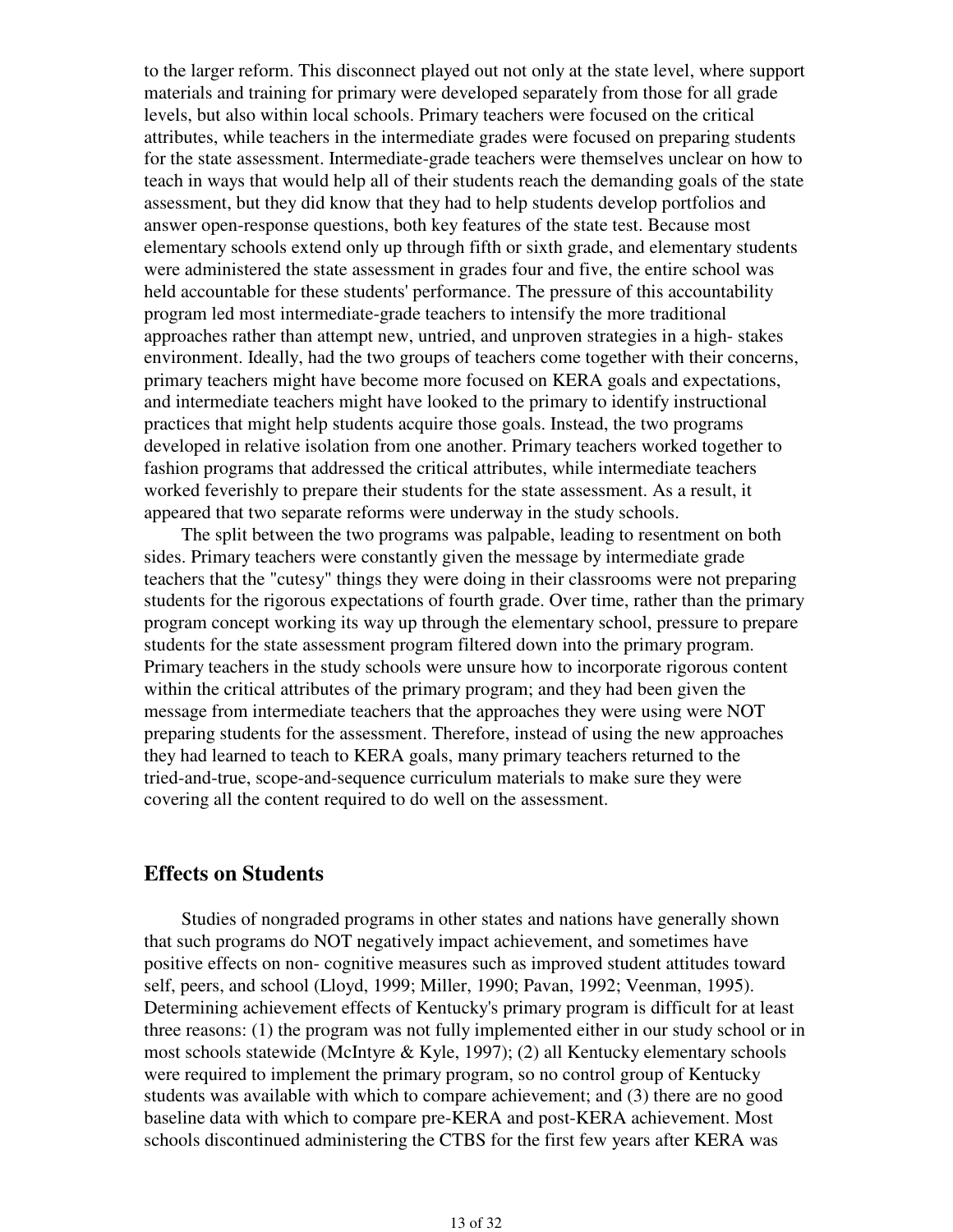to the larger reform. This disconnect played out not only at the state level, where support materials and training for primary were developed separately from those for all grade levels, but also within local schools. Primary teachers were focused on the critical attributes, while teachers in the intermediate grades were focused on preparing students for the state assessment. Intermediate-grade teachers were themselves unclear on how to teach in ways that would help all of their students reach the demanding goals of the state assessment, but they did know that they had to help students develop portfolios and answer open-response questions, both key features of the state test. Because most elementary schools extend only up through fifth or sixth grade, and elementary students were administered the state assessment in grades four and five, the entire school was held accountable for these students' performance. The pressure of this accountability program led most intermediate-grade teachers to intensify the more traditional approaches rather than attempt new, untried, and unproven strategies in a high- stakes environment. Ideally, had the two groups of teachers come together with their concerns, primary teachers might have become more focused on KERA goals and expectations, and intermediate teachers might have looked to the primary to identify instructional practices that might help students acquire those goals. Instead, the two programs developed in relative isolation from one another. Primary teachers worked together to fashion programs that addressed the critical attributes, while intermediate teachers worked feverishly to prepare their students for the state assessment. As a result, it appeared that two separate reforms were underway in the study schools.

The split between the two programs was palpable, leading to resentment on both sides. Primary teachers were constantly given the message by intermediate grade teachers that the "cutesy" things they were doing in their classrooms were not preparing students for the rigorous expectations of fourth grade. Over time, rather than the primary program concept working its way up through the elementary school, pressure to prepare students for the state assessment program filtered down into the primary program. Primary teachers in the study schools were unsure how to incorporate rigorous content within the critical attributes of the primary program; and they had been given the message from intermediate teachers that the approaches they were using were NOT preparing students for the assessment. Therefore, instead of using the new approaches they had learned to teach to KERA goals, many primary teachers returned to the tried-and-true, scope-and-sequence curriculum materials to make sure they were covering all the content required to do well on the assessment.

## Effects on Students

Studies of nongraded programs in other states and nations have generally shown that such programs do NOT negatively impact achievement, and sometimes have positive effects on non- cognitive measures such as improved student attitudes toward self, peers, and school (Lloyd, 1999; Miller, 1990; Pavan, 1992; Veenman, 1995). Determining achievement effects of Kentucky's primary program is difficult for at least three reasons: (1) the program was not fully implemented either in our study school or in most schools statewide (McIntyre & Kyle, 1997); (2) all Kentucky elementary schools were required to implement the primary program, so no control group of Kentucky students was available with which to compare achievement; and (3) there are no good baseline data with which to compare pre-KERA and post-KERA achievement. Most schools discontinued administering the CTBS for the first few years after KERA was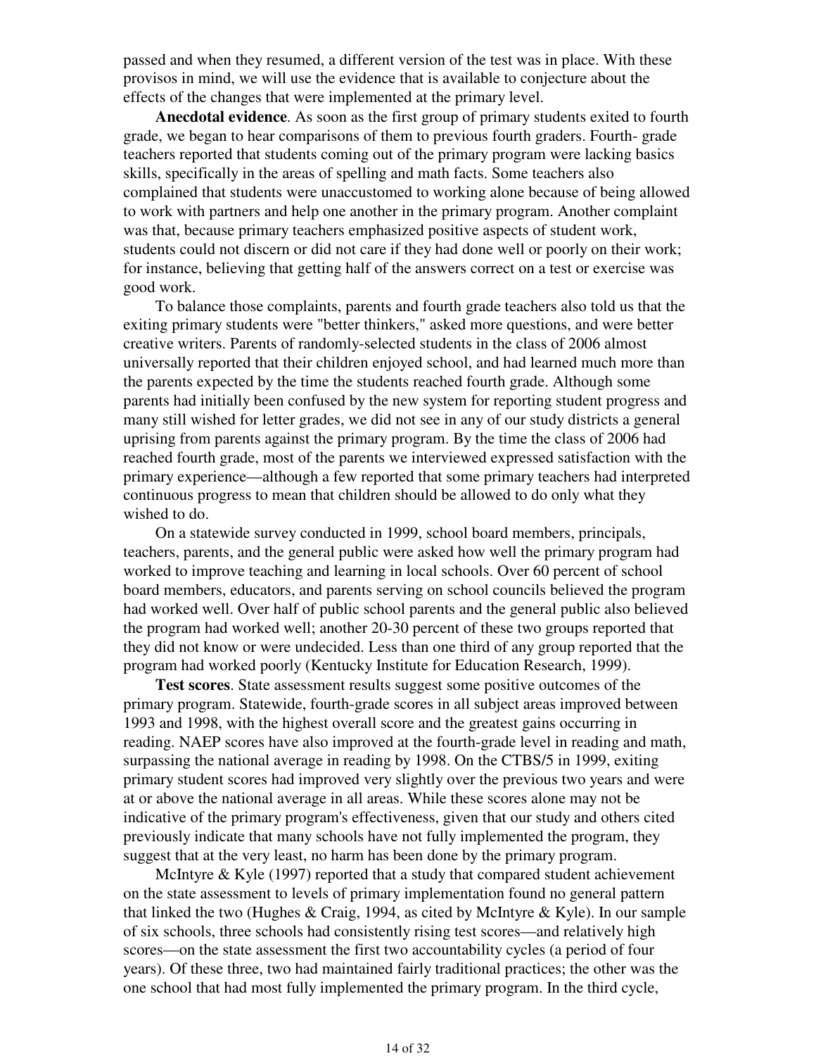passed and when they resumed, a different version of the test was in place. With these provisos in mind, we will use the evidence that is available to conjecture about the effects of the changes that were implemented at the primary level.

**Anecdotal evidence**. As soon as the first group of primary students exited to fourth grade, we began to hear comparisons of them to previous fourth graders. Fourth- grade teachers reported that students coming out of the primary program were lacking basics skills, specifically in the areas of spelling and math facts. Some teachers also complained that students were unaccustomed to working alone because of being allowed to work with partners and help one another in the primary program. Another complaint was that, because primary teachers emphasized positive aspects of student work, students could not discern or did not care if they had done well or poorly on their work; for instance, believing that getting half of the answers correct on a test or exercise was good work.

To balance those complaints, parents and fourth grade teachers also told us that the exiting primary students were "better thinkers," asked more questions, and were better creative writers. Parents of randomly-selected students in the class of 2006 almost universally reported that their children enjoyed school, and had learned much more than the parents expected by the time the students reached fourth grade. Although some parents had initially been confused by the new system for reporting student progress and many still wished for letter grades, we did not see in any of our study districts a general uprising from parents against the primary program. By the time the class of 2006 had reached fourth grade, most of the parents we interviewed expressed satisfaction with the primary experience—although a few reported that some primary teachers had interpreted continuous progress to mean that children should be allowed to do only what they wished to do.

On a statewide survey conducted in 1999, school board members, principals, teachers, parents, and the general public were asked how well the primary program had worked to improve teaching and learning in local schools. Over 60 percent of school board members, educators, and parents serving on school councils believed the program had worked well. Over half of public school parents and the general public also believed the program had worked well; another 20-30 percent of these two groups reported that they did not know or were undecided. Less than one third of any group reported that the program had worked poorly (Kentucky Institute for Education Research, 1999).

**Test scores**. State assessment results suggest some positive outcomes of the primary program. Statewide, fourth-grade scores in all subject areas improved between 1993 and 1998, with the highest overall score and the greatest gains occurring in reading. NAEP scores have also improved at the fourth-grade level in reading and math, surpassing the national average in reading by 1998. On the CTBS/5 in 1999, exiting primary student scores had improved very slightly over the previous two years and were at or above the national average in all areas. While these scores alone may not be indicative of the primary program's effectiveness, given that our study and others cited previously indicate that many schools have not fully implemented the program, they suggest that at the very least, no harm has been done by the primary program.

McIntyre & Kyle (1997) reported that a study that compared student achievement on the state assessment to levels of primary implementation found no general pattern that linked the two (Hughes & Craig, 1994, as cited by McIntyre & Kyle). In our sample of six schools, three schools had consistently rising test scores—and relatively high scores—on the state assessment the first two accountability cycles (a period of four years). Of these three, two had maintained fairly traditional practices; the other was the one school that had most fully implemented the primary program. In the third cycle,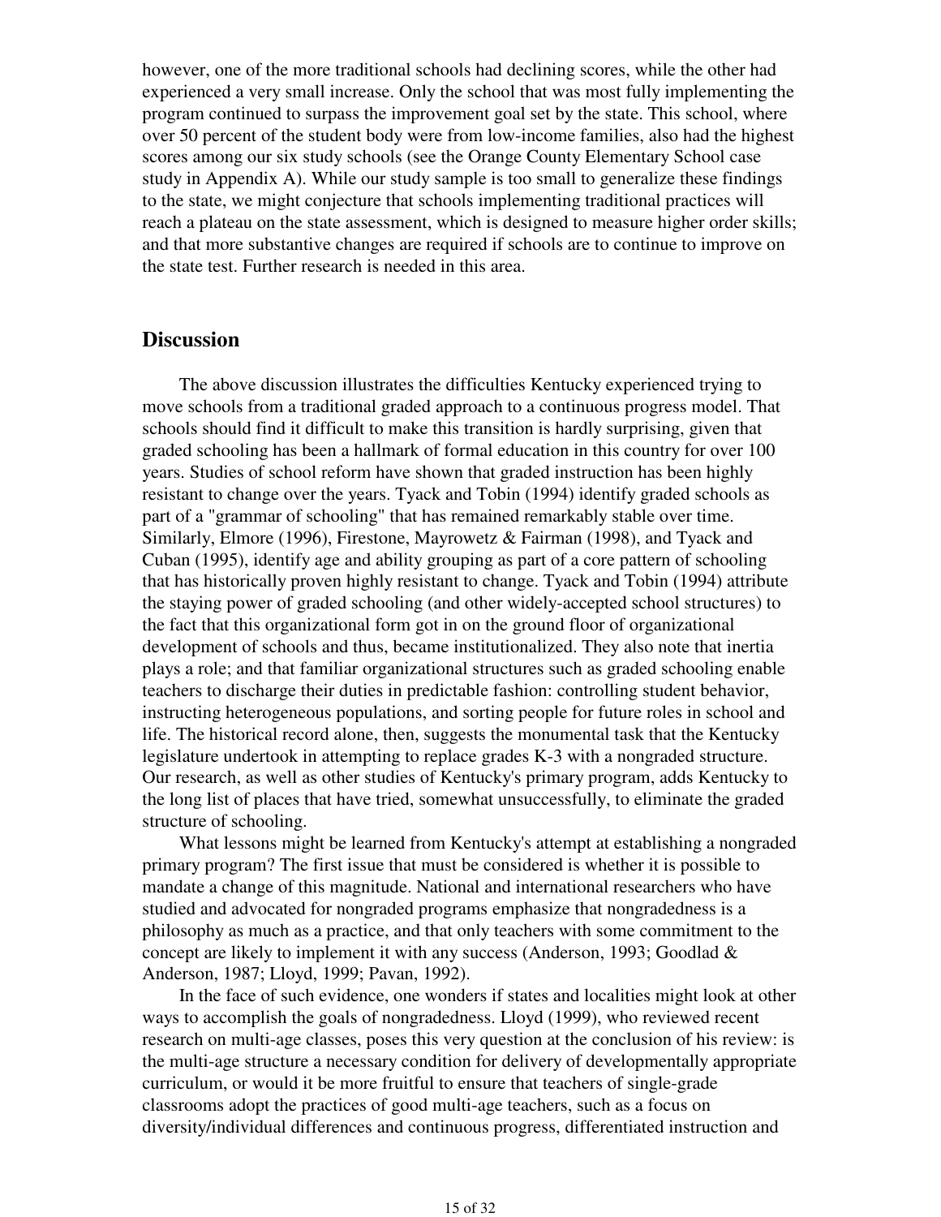however, one of the more traditional schools had declining scores, while the other had experienced a very small increase. Only the school that was most fully implementing the program continued to surpass the improvement goal set by the state. This school, where over 50 percent of the student body were from low-income families, also had the highest scores among our six study schools (see the Orange County Elementary School case study in Appendix A). While our study sample is too small to generalize these findings to the state, we might conjecture that schools implementing traditional practices will reach a plateau on the state assessment, which is designed to measure higher order skills; and that more substantive changes are required if schools are to continue to improve on the state test. Further research is needed in this area.

## Discussion

The above discussion illustrates the difficulties Kentucky experienced trying to move schools from a traditional graded approach to a continuous progress model. That schools should find it difficult to make this transition is hardly surprising, given that graded schooling has been a hallmark of formal education in this country for over 100 years. Studies of school reform have shown that graded instruction has been highly resistant to change over the years. Tyack and Tobin (1994) identify graded schools as part of a "grammar of schooling" that has remained remarkably stable over time. Similarly, Elmore (1996), Firestone, Mayrowetz & Fairman (1998), and Tyack and Cuban (1995), identify age and ability grouping as part of a core pattern of schooling that has historically proven highly resistant to change. Tyack and Tobin (1994) attribute the staying power of graded schooling (and other widely-accepted school structures) to the fact that this organizational form got in on the ground floor of organizational development of schools and thus, became institutionalized. They also note that inertia plays a role; and that familiar organizational structures such as graded schooling enable teachers to discharge their duties in predictable fashion: controlling student behavior, instructing heterogeneous populations, and sorting people for future roles in school and life. The historical record alone, then, suggests the monumental task that the Kentucky legislature undertook in attempting to replace grades K-3 with a nongraded structure. Our research, as well as other studies of Kentucky's primary program, adds Kentucky to the long list of places that have tried, somewhat unsuccessfully, to eliminate the graded structure of schooling.

What lessons might be learned from Kentucky's attempt at establishing a nongraded primary program? The first issue that must be considered is whether it is possible to mandate a change of this magnitude. National and international researchers who have studied and advocated for nongraded programs emphasize that nongradedness is a philosophy as much as a practice, and that only teachers with some commitment to the concept are likely to implement it with any success (Anderson, 1993; Goodlad & Anderson, 1987; Lloyd, 1999; Pavan, 1992).

In the face of such evidence, one wonders if states and localities might look at other ways to accomplish the goals of nongradedness. Lloyd (1999), who reviewed recent research on multi-age classes, poses this very question at the conclusion of his review: is the multi-age structure a necessary condition for delivery of developmentally appropriate curriculum, or would it be more fruitful to ensure that teachers of single-grade classrooms adopt the practices of good multi-age teachers, such as a focus on diversity/individual differences and continuous progress, differentiated instruction and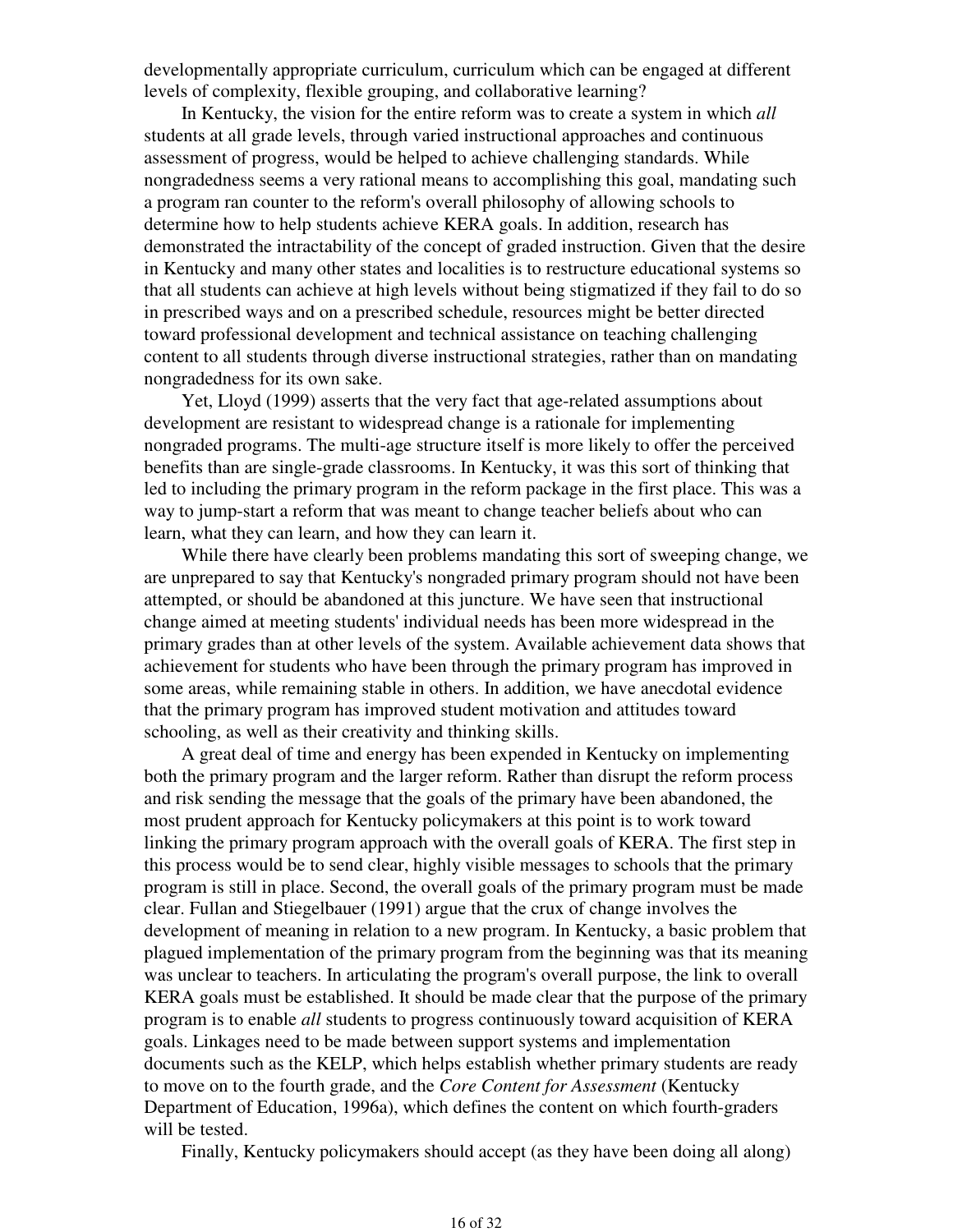developmentally appropriate curriculum, curriculum which can be engaged at different levels of complexity, flexible grouping, and collaborative learning?

In Kentucky, the vision for the entire reform was to create a system in which *all* students at all grade levels, through varied instructional approaches and continuous assessment of progress, would be helped to achieve challenging standards. While nongradedness seems a very rational means to accomplishing this goal, mandating such a program ran counter to the reform's overall philosophy of allowing schools to determine how to help students achieve KERA goals. In addition, research has demonstrated the intractability of the concept of graded instruction. Given that the desire in Kentucky and many other states and localities is to restructure educational systems so that all students can achieve at high levels without being stigmatized if they fail to do so in prescribed ways and on a prescribed schedule, resources might be better directed toward professional development and technical assistance on teaching challenging content to all students through diverse instructional strategies, rather than on mandating nongradedness for its own sake.

Yet, Lloyd (1999) asserts that the very fact that age-related assumptions about development are resistant to widespread change is a rationale for implementing nongraded programs. The multi-age structure itself is more likely to offer the perceived benefits than are single-grade classrooms. In Kentucky, it was this sort of thinking that led to including the primary program in the reform package in the first place. This was a way to jump-start a reform that was meant to change teacher beliefs about who can learn, what they can learn, and how they can learn it.

While there have clearly been problems mandating this sort of sweeping change, we are unprepared to say that Kentucky's nongraded primary program should not have been attempted, or should be abandoned at this juncture. We have seen that instructional change aimed at meeting students' individual needs has been more widespread in the primary grades than at other levels of the system. Available achievement data shows that achievement for students who have been through the primary program has improved in some areas, while remaining stable in others. In addition, we have anecdotal evidence that the primary program has improved student motivation and attitudes toward schooling, as well as their creativity and thinking skills.

A great deal of time and energy has been expended in Kentucky on implementing both the primary program and the larger reform. Rather than disrupt the reform process and risk sending the message that the goals of the primary have been abandoned, the most prudent approach for Kentucky policymakers at this point is to work toward linking the primary program approach with the overall goals of KERA. The first step in this process would be to send clear, highly visible messages to schools that the primary program is still in place. Second, the overall goals of the primary program must be made clear. Fullan and Stiegelbauer (1991) argue that the crux of change involves the development of meaning in relation to a new program. In Kentucky, a basic problem that plagued implementation of the primary program from the beginning was that its meaning was unclear to teachers. In articulating the program's overall purpose, the link to overall KERA goals must be established. It should be made clear that the purpose of the primary program is to enable *all* students to progress continuously toward acquisition of KERA goals. Linkages need to be made between support systems and implementation documents such as the KELP, which helps establish whether primary students are ready to move on to the fourth grade, and the *Core Content for Assessment* (Kentucky Department of Education, 1996a), which defines the content on which fourth-graders will be tested.

Finally, Kentucky policymakers should accept (as they have been doing all along)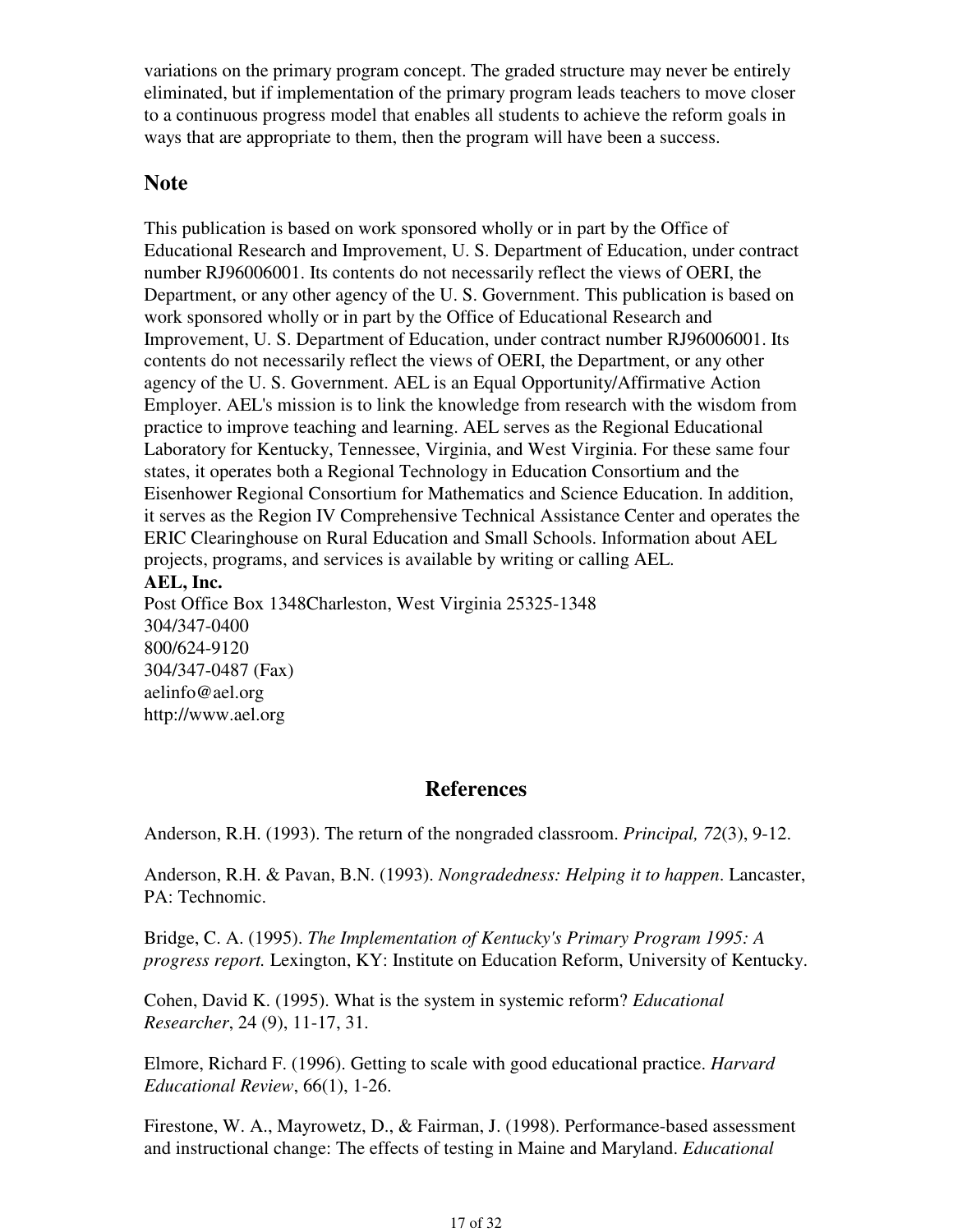variations on the primary program concept. The graded structure may never be entirely eliminated, but if implementation of the primary program leads teachers to move closer to a continuous progress model that enables all students to achieve the reform goals in ways that are appropriate to them, then the program will have been a success.

## Note

This publication is based on work sponsored wholly or in part by the Office of Educational Research and Improvement, U. S. Department of Education, under contract number RJ96006001. Its contents do not necessarily reflect the views of OERI, the Department, or any other agency of the U. S. Government. This publication is based on work sponsored wholly or in part by the Office of Educational Research and Improvement, U. S. Department of Education, under contract number RJ96006001. Its contents do not necessarily reflect the views of OERI, the Department, or any other agency of the U. S. Government. AEL is an Equal Opportunity/Affirmative Action Employer. AEL's mission is to link the knowledge from research with the wisdom from practice to improve teaching and learning. AEL serves as the Regional Educational Laboratory for Kentucky, Tennessee, Virginia, and West Virginia. For these same four states, it operates both a Regional Technology in Education Consortium and the Eisenhower Regional Consortium for Mathematics and Science Education. In addition, it serves as the Region IV Comprehensive Technical Assistance Center and operates the ERIC Clearinghouse on Rural Education and Small Schools. Information about AEL projects, programs, and services is available by writing or calling AEL.

**AEL, Inc.**
Post Office Box 1348Charleston, West Virginia 25325-1348
304/347-0400
800/624-9120
304/347-0487 (Fax)
aelinfo@ael.org
http://www.ael.org

## References

Anderson, R.H. (1993). The return of the nongraded classroom. *Principal, 72*(3), 9-12.

Anderson, R.H. & Pavan, B.N. (1993). *Nongradedness: Helping it to happen*. Lancaster, PA: Technomic.

Bridge, C. A. (1995). *The Implementation of Kentucky's Primary Program 1995: A progress report.* Lexington, KY: Institute on Education Reform, University of Kentucky.

Cohen, David K. (1995). What is the system in systemic reform? *Educational Researcher*, 24 (9), 11-17, 31.

Elmore, Richard F. (1996). Getting to scale with good educational practice. *Harvard Educational Review*, 66(1), 1-26.

Firestone, W. A., Mayrowetz, D., & Fairman, J. (1998). Performance-based assessment and instructional change: The effects of testing in Maine and Maryland. *Educational*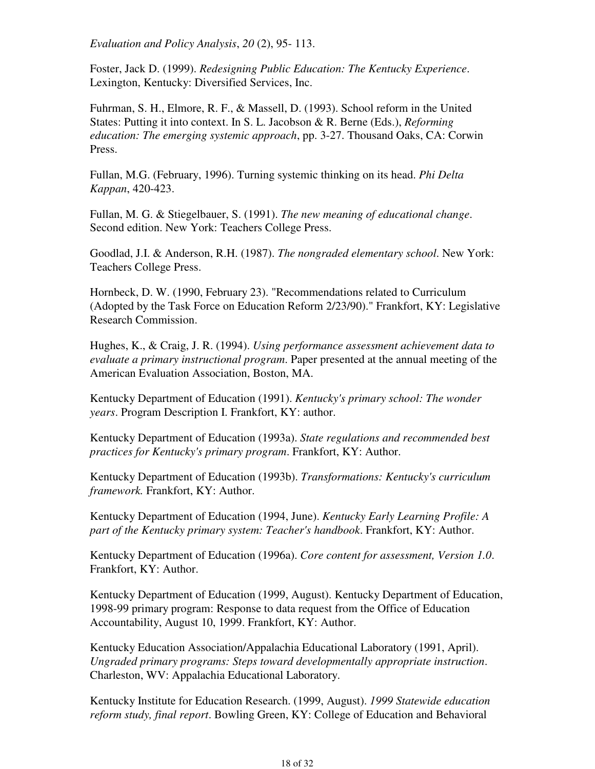*Evaluation and Policy Analysis*, *20* (2), 95- 113.

Foster, Jack D. (1999). *Redesigning Public Education: The Kentucky Experience*. Lexington, Kentucky: Diversified Services, Inc.

Fuhrman, S. H., Elmore, R. F., & Massell, D. (1993). School reform in the United States: Putting it into context. In S. L. Jacobson & R. Berne (Eds.), *Reforming education: The emerging systemic approach*, pp. 3-27. Thousand Oaks, CA: Corwin Press.

Fullan, M.G. (February, 1996). Turning systemic thinking on its head. *Phi Delta Kappan*, 420-423.

Fullan, M. G. & Stiegelbauer, S. (1991). *The new meaning of educational change*. Second edition. New York: Teachers College Press.

Goodlad, J.I. & Anderson, R.H. (1987). *The nongraded elementary school*. New York: Teachers College Press.

Hornbeck, D. W. (1990, February 23). "Recommendations related to Curriculum (Adopted by the Task Force on Education Reform 2/23/90)." Frankfort, KY: Legislative Research Commission.

Hughes, K., & Craig, J. R. (1994). *Using performance assessment achievement data to evaluate a primary instructional program*. Paper presented at the annual meeting of the American Evaluation Association, Boston, MA.

Kentucky Department of Education (1991). *Kentucky's primary school: The wonder years*. Program Description I. Frankfort, KY: author.

Kentucky Department of Education (1993a). *State regulations and recommended best practices for Kentucky's primary program*. Frankfort, KY: Author.

Kentucky Department of Education (1993b). *Transformations: Kentucky's curriculum framework.* Frankfort, KY: Author.

Kentucky Department of Education (1994, June). *Kentucky Early Learning Profile: A part of the Kentucky primary system: Teacher's handbook*. Frankfort, KY: Author.

Kentucky Department of Education (1996a). *Core content for assessment, Version 1.0*. Frankfort, KY: Author.

Kentucky Department of Education (1999, August). Kentucky Department of Education, 1998-99 primary program: Response to data request from the Office of Education Accountability, August 10, 1999. Frankfort, KY: Author.

Kentucky Education Association/Appalachia Educational Laboratory (1991, April). *Ungraded primary programs: Steps toward developmentally appropriate instruction*. Charleston, WV: Appalachia Educational Laboratory.

Kentucky Institute for Education Research. (1999, August). *1999 Statewide education reform study, final report*. Bowling Green, KY: College of Education and Behavioral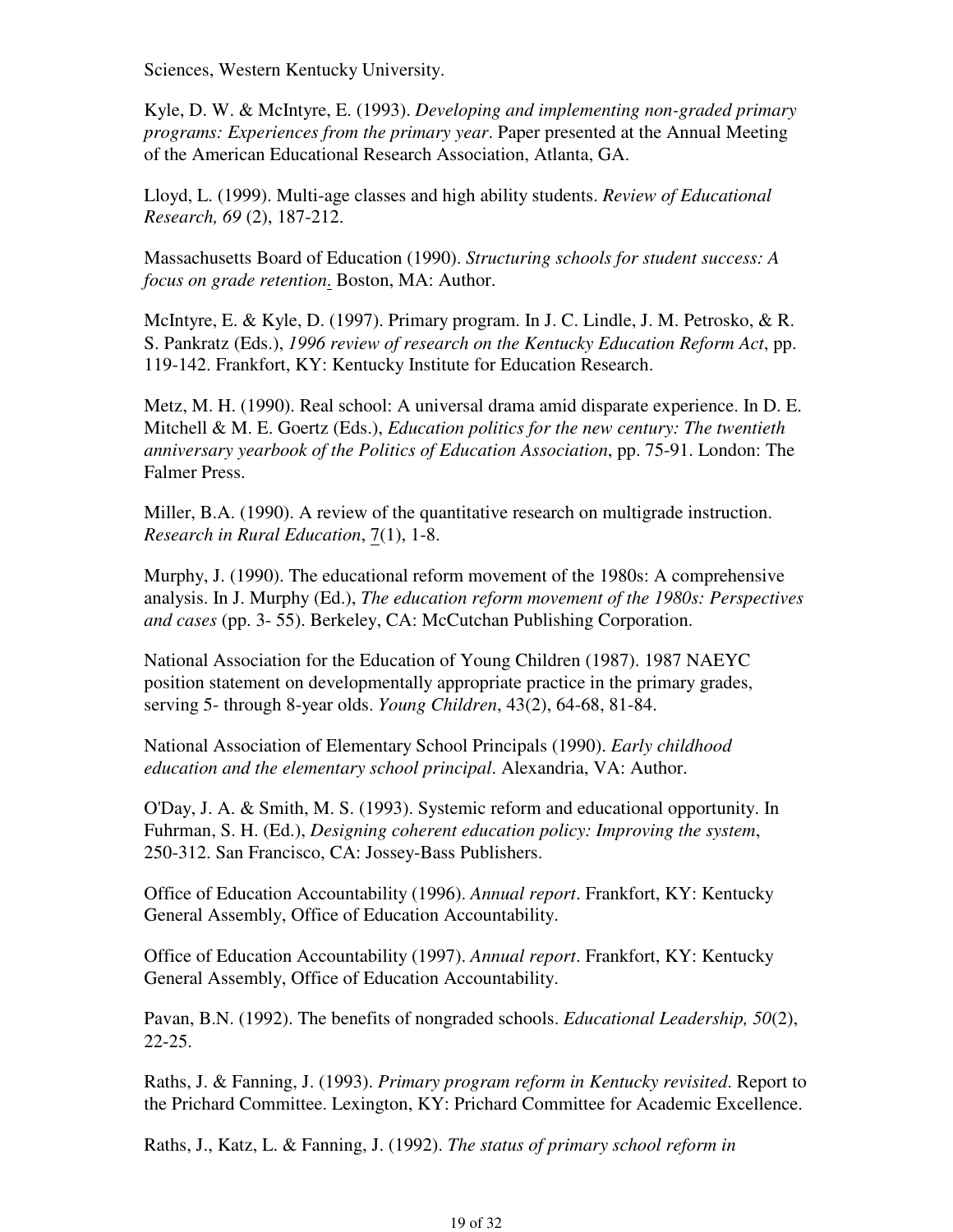Sciences, Western Kentucky University.

Kyle, D. W. & McIntyre, E. (1993). *Developing and implementing non-graded primary programs: Experiences from the primary year*. Paper presented at the Annual Meeting of the American Educational Research Association, Atlanta, GA.

Lloyd, L. (1999). Multi-age classes and high ability students. *Review of Educational Research, 69* (2), 187-212.

Massachusetts Board of Education (1990). *Structuring schools for student success: A focus on grade retention.* Boston, MA: Author.

McIntyre, E. & Kyle, D. (1997). Primary program. In J. C. Lindle, J. M. Petrosko, & R. S. Pankratz (Eds.), *1996 review of research on the Kentucky Education Reform Act*, pp. 119-142. Frankfort, KY: Kentucky Institute for Education Research.

Metz, M. H. (1990). Real school: A universal drama amid disparate experience. In D. E. Mitchell & M. E. Goertz (Eds.), *Education politics for the new century: The twentieth anniversary yearbook of the Politics of Education Association*, pp. 75-91. London: The Falmer Press.

Miller, B.A. (1990). A review of the quantitative research on multigrade instruction. *Research in Rural Education*, 7(1), 1-8.

Murphy, J. (1990). The educational reform movement of the 1980s: A comprehensive analysis. In J. Murphy (Ed.), *The education reform movement of the 1980s: Perspectives and cases* (pp. 3- 55). Berkeley, CA: McCutchan Publishing Corporation.

National Association for the Education of Young Children (1987). 1987 NAEYC position statement on developmentally appropriate practice in the primary grades, serving 5- through 8-year olds. *Young Children*, 43(2), 64-68, 81-84.

National Association of Elementary School Principals (1990). *Early childhood education and the elementary school principal*. Alexandria, VA: Author.

O'Day, J. A. & Smith, M. S. (1993). Systemic reform and educational opportunity. In Fuhrman, S. H. (Ed.), *Designing coherent education policy: Improving the system*, 250-312. San Francisco, CA: Jossey-Bass Publishers.

Office of Education Accountability (1996). *Annual report*. Frankfort, KY: Kentucky General Assembly, Office of Education Accountability.

Office of Education Accountability (1997). *Annual report*. Frankfort, KY: Kentucky General Assembly, Office of Education Accountability.

Pavan, B.N. (1992). The benefits of nongraded schools. *Educational Leadership, 50*(2), 22-25.

Raths, J. & Fanning, J. (1993). *Primary program reform in Kentucky revisited*. Report to the Prichard Committee. Lexington, KY: Prichard Committee for Academic Excellence.

Raths, J., Katz, L. & Fanning, J. (1992). *The status of primary school reform in*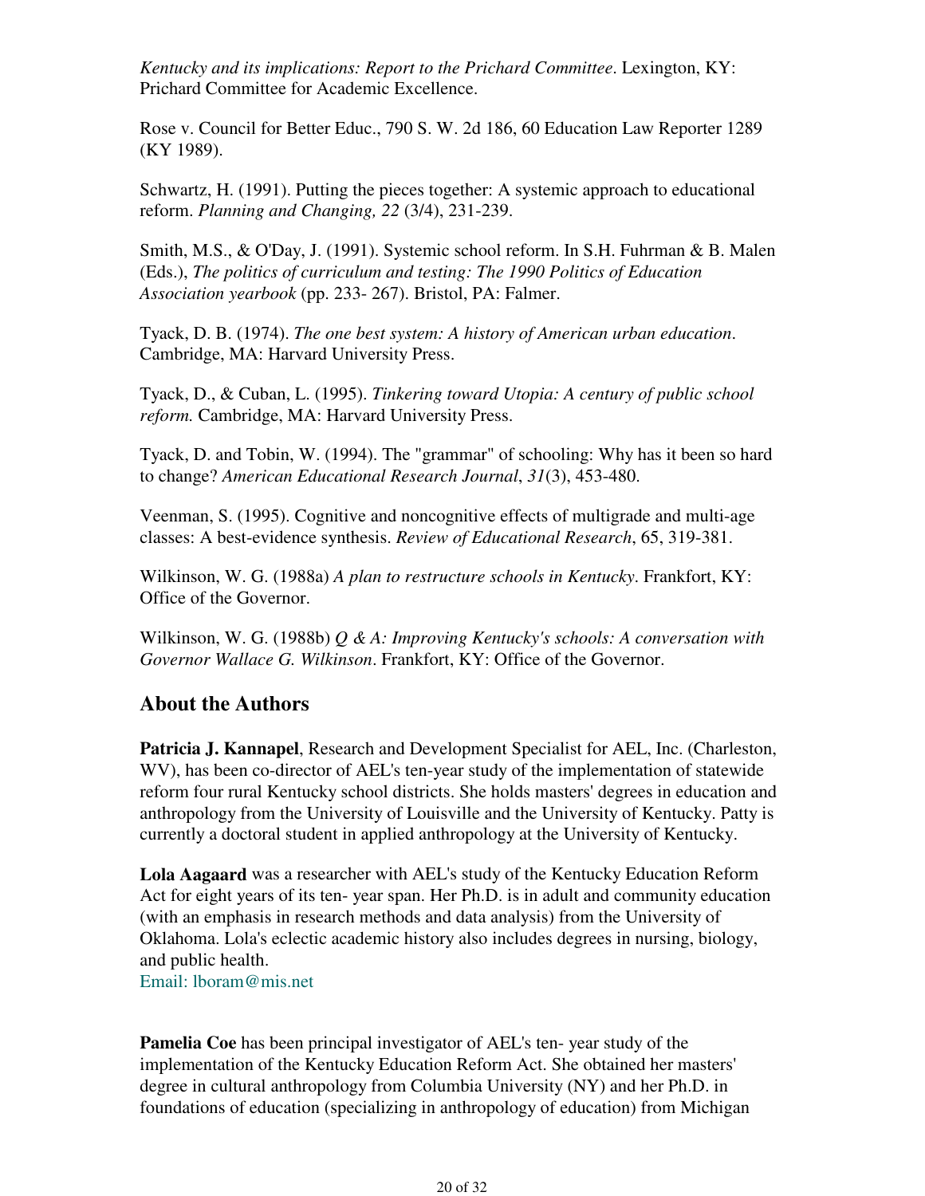*Kentucky and its implications: Report to the Prichard Committee*. Lexington, KY: Prichard Committee for Academic Excellence.

Rose v. Council for Better Educ., 790 S. W. 2d 186, 60 Education Law Reporter 1289 (KY 1989).

Schwartz, H. (1991). Putting the pieces together: A systemic approach to educational reform. *Planning and Changing, 22* (3/4), 231-239.

Smith, M.S., & O'Day, J. (1991). Systemic school reform. In S.H. Fuhrman & B. Malen (Eds.), *The politics of curriculum and testing: The 1990 Politics of Education Association yearbook* (pp. 233- 267). Bristol, PA: Falmer.

Tyack, D. B. (1974). *The one best system: A history of American urban education*. Cambridge, MA: Harvard University Press.

Tyack, D., & Cuban, L. (1995). *Tinkering toward Utopia: A century of public school reform.* Cambridge, MA: Harvard University Press.

Tyack, D. and Tobin, W. (1994). The "grammar" of schooling: Why has it been so hard to change? *American Educational Research Journal*, *31*(3), 453-480.

Veenman, S. (1995). Cognitive and noncognitive effects of multigrade and multi-age classes: A best-evidence synthesis. *Review of Educational Research*, 65, 319-381.

Wilkinson, W. G. (1988a) *A plan to restructure schools in Kentucky*. Frankfort, KY: Office of the Governor.

Wilkinson, W. G. (1988b) *Q & A: Improving Kentucky's schools: A conversation with Governor Wallace G. Wilkinson*. Frankfort, KY: Office of the Governor.

## About the Authors

**Patricia J. Kannapel**, Research and Development Specialist for AEL, Inc. (Charleston, WV), has been co-director of AEL's ten-year study of the implementation of statewide reform four rural Kentucky school districts. She holds masters' degrees in education and anthropology from the University of Louisville and the University of Kentucky. Patty is currently a doctoral student in applied anthropology at the University of Kentucky.

**Lola Aagaard** was a researcher with AEL's study of the Kentucky Education Reform Act for eight years of its ten- year span. Her Ph.D. is in adult and community education (with an emphasis in research methods and data analysis) from the University of Oklahoma. Lola's eclectic academic history also includes degrees in nursing, biology, and public health.
Email: lboram@mis.net

**Pamelia Coe** has been principal investigator of AEL's ten- year study of the implementation of the Kentucky Education Reform Act. She obtained her masters' degree in cultural anthropology from Columbia University (NY) and her Ph.D. in foundations of education (specializing in anthropology of education) from Michigan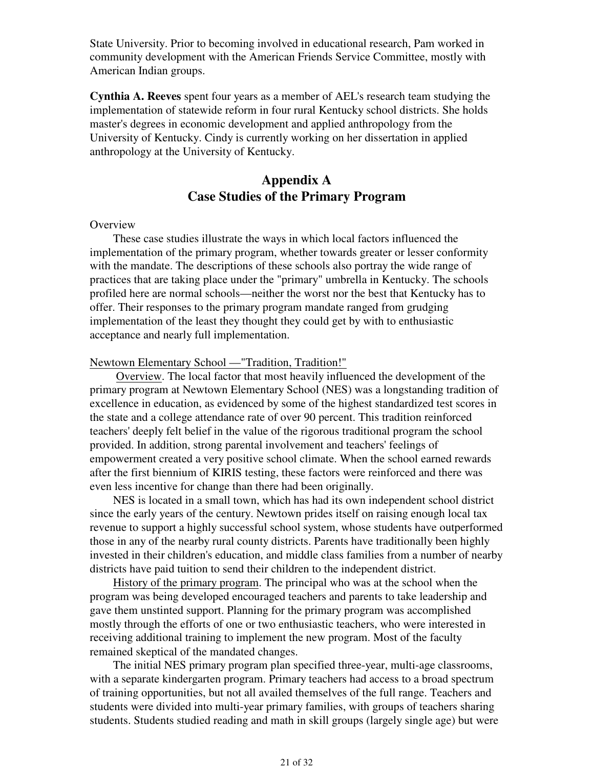State University. Prior to becoming involved in educational research, Pam worked in community development with the American Friends Service Committee, mostly with American Indian groups.

**Cynthia A. Reeves** spent four years as a member of AEL's research team studying the implementation of statewide reform in four rural Kentucky school districts. She holds master's degrees in economic development and applied anthropology from the University of Kentucky. Cindy is currently working on her dissertation in applied anthropology at the University of Kentucky.

## Appendix A
## Case Studies of the Primary Program

Overview

These case studies illustrate the ways in which local factors influenced the implementation of the primary program, whether towards greater or lesser conformity with the mandate. The descriptions of these schools also portray the wide range of practices that are taking place under the "primary" umbrella in Kentucky. The schools profiled here are normal schools—neither the worst nor the best that Kentucky has to offer. Their responses to the primary program mandate ranged from grudging implementation of the least they thought they could get by with to enthusiastic acceptance and nearly full implementation.

Newtown Elementary School —"Tradition, Tradition!"

Overview. The local factor that most heavily influenced the development of the primary program at Newtown Elementary School (NES) was a longstanding tradition of excellence in education, as evidenced by some of the highest standardized test scores in the state and a college attendance rate of over 90 percent. This tradition reinforced teachers' deeply felt belief in the value of the rigorous traditional program the school provided. In addition, strong parental involvement and teachers' feelings of empowerment created a very positive school climate. When the school earned rewards after the first biennium of KIRIS testing, these factors were reinforced and there was even less incentive for change than there had been originally.

NES is located in a small town, which has had its own independent school district since the early years of the century. Newtown prides itself on raising enough local tax revenue to support a highly successful school system, whose students have outperformed those in any of the nearby rural county districts. Parents have traditionally been highly invested in their children's education, and middle class families from a number of nearby districts have paid tuition to send their children to the independent district.

History of the primary program. The principal who was at the school when the program was being developed encouraged teachers and parents to take leadership and gave them unstinted support. Planning for the primary program was accomplished mostly through the efforts of one or two enthusiastic teachers, who were interested in receiving additional training to implement the new program. Most of the faculty remained skeptical of the mandated changes.

The initial NES primary program plan specified three-year, multi-age classrooms, with a separate kindergarten program. Primary teachers had access to a broad spectrum of training opportunities, but not all availed themselves of the full range. Teachers and students were divided into multi-year primary families, with groups of teachers sharing students. Students studied reading and math in skill groups (largely single age) but were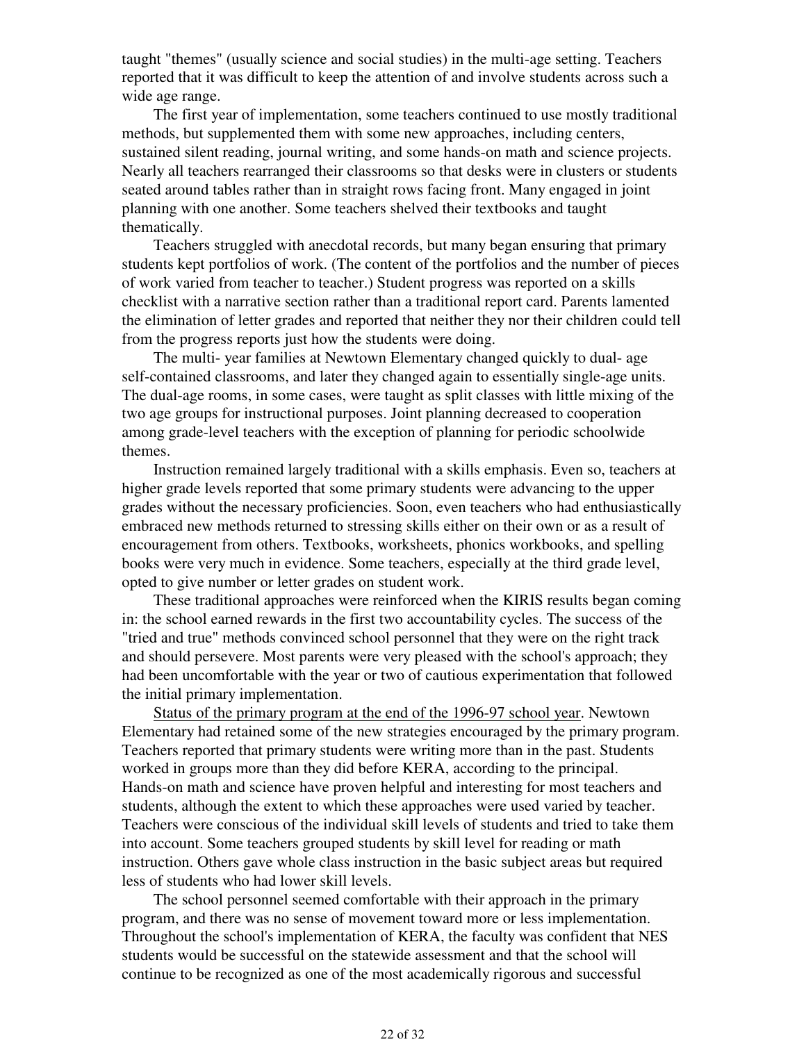taught "themes" (usually science and social studies) in the multi-age setting. Teachers reported that it was difficult to keep the attention of and involve students across such a wide age range.

The first year of implementation, some teachers continued to use mostly traditional methods, but supplemented them with some new approaches, including centers, sustained silent reading, journal writing, and some hands-on math and science projects. Nearly all teachers rearranged their classrooms so that desks were in clusters or students seated around tables rather than in straight rows facing front. Many engaged in joint planning with one another. Some teachers shelved their textbooks and taught thematically.

Teachers struggled with anecdotal records, but many began ensuring that primary students kept portfolios of work. (The content of the portfolios and the number of pieces of work varied from teacher to teacher.) Student progress was reported on a skills checklist with a narrative section rather than a traditional report card. Parents lamented the elimination of letter grades and reported that neither they nor their children could tell from the progress reports just how the students were doing.

The multi- year families at Newtown Elementary changed quickly to dual- age self-contained classrooms, and later they changed again to essentially single-age units. The dual-age rooms, in some cases, were taught as split classes with little mixing of the two age groups for instructional purposes. Joint planning decreased to cooperation among grade-level teachers with the exception of planning for periodic schoolwide themes.

Instruction remained largely traditional with a skills emphasis. Even so, teachers at higher grade levels reported that some primary students were advancing to the upper grades without the necessary proficiencies. Soon, even teachers who had enthusiastically embraced new methods returned to stressing skills either on their own or as a result of encouragement from others. Textbooks, worksheets, phonics workbooks, and spelling books were very much in evidence. Some teachers, especially at the third grade level, opted to give number or letter grades on student work.

These traditional approaches were reinforced when the KIRIS results began coming in: the school earned rewards in the first two accountability cycles. The success of the "tried and true" methods convinced school personnel that they were on the right track and should persevere. Most parents were very pleased with the school's approach; they had been uncomfortable with the year or two of cautious experimentation that followed the initial primary implementation.

Status of the primary program at the end of the 1996-97 school year. Newtown Elementary had retained some of the new strategies encouraged by the primary program. Teachers reported that primary students were writing more than in the past. Students worked in groups more than they did before KERA, according to the principal. Hands-on math and science have proven helpful and interesting for most teachers and students, although the extent to which these approaches were used varied by teacher. Teachers were conscious of the individual skill levels of students and tried to take them into account. Some teachers grouped students by skill level for reading or math instruction. Others gave whole class instruction in the basic subject areas but required less of students who had lower skill levels.

The school personnel seemed comfortable with their approach in the primary program, and there was no sense of movement toward more or less implementation. Throughout the school's implementation of KERA, the faculty was confident that NES students would be successful on the statewide assessment and that the school will continue to be recognized as one of the most academically rigorous and successful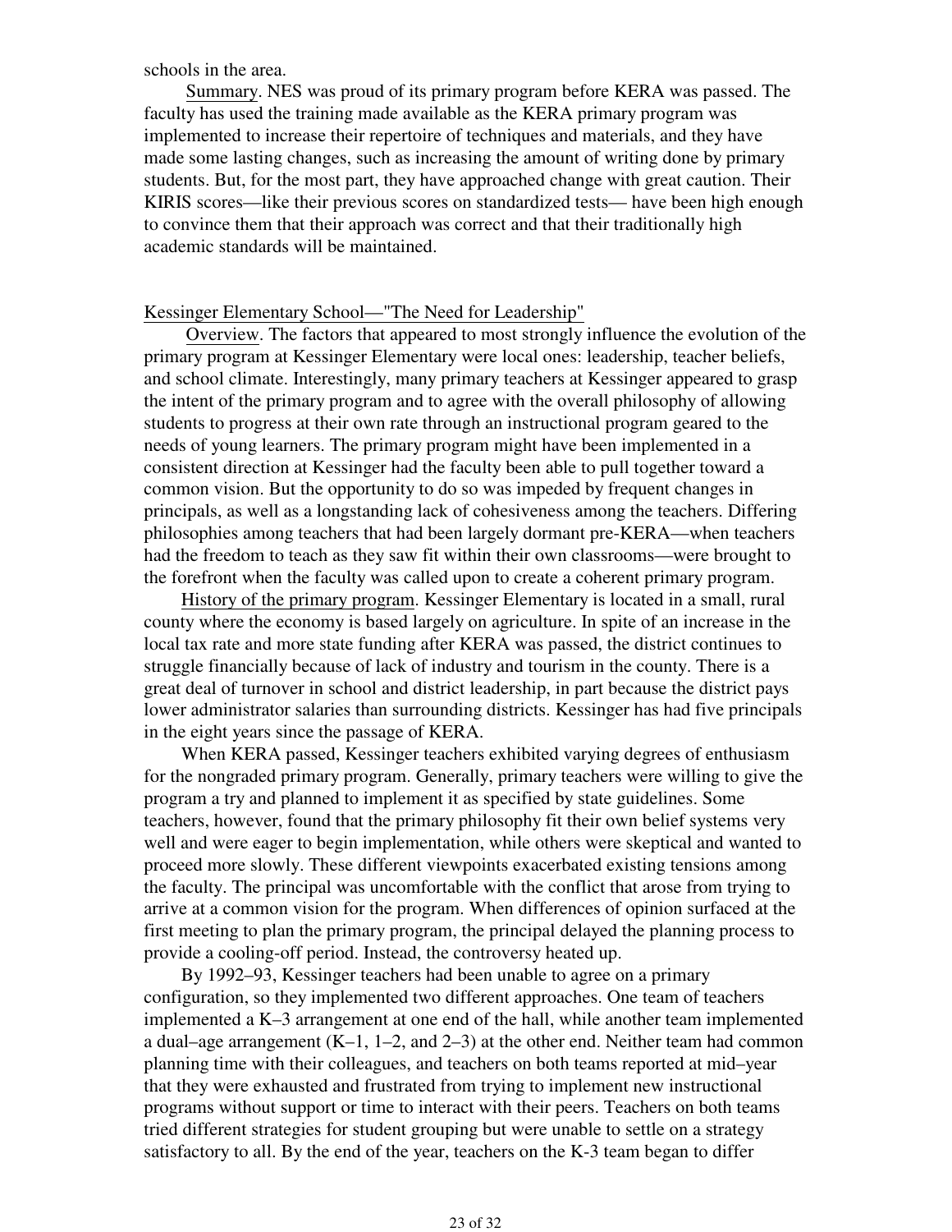schools in the area.

Summary. NES was proud of its primary program before KERA was passed. The faculty has used the training made available as the KERA primary program was implemented to increase their repertoire of techniques and materials, and they have made some lasting changes, such as increasing the amount of writing done by primary students. But, for the most part, they have approached change with great caution. Their KIRIS scores—like their previous scores on standardized tests— have been high enough to convince them that their approach was correct and that their traditionally high academic standards will be maintained.

Kessinger Elementary School—"The Need for Leadership"

Overview. The factors that appeared to most strongly influence the evolution of the primary program at Kessinger Elementary were local ones: leadership, teacher beliefs, and school climate. Interestingly, many primary teachers at Kessinger appeared to grasp the intent of the primary program and to agree with the overall philosophy of allowing students to progress at their own rate through an instructional program geared to the needs of young learners. The primary program might have been implemented in a consistent direction at Kessinger had the faculty been able to pull together toward a common vision. But the opportunity to do so was impeded by frequent changes in principals, as well as a longstanding lack of cohesiveness among the teachers. Differing philosophies among teachers that had been largely dormant pre-KERA—when teachers had the freedom to teach as they saw fit within their own classrooms—were brought to the forefront when the faculty was called upon to create a coherent primary program.

History of the primary program. Kessinger Elementary is located in a small, rural county where the economy is based largely on agriculture. In spite of an increase in the local tax rate and more state funding after KERA was passed, the district continues to struggle financially because of lack of industry and tourism in the county. There is a great deal of turnover in school and district leadership, in part because the district pays lower administrator salaries than surrounding districts. Kessinger has had five principals in the eight years since the passage of KERA.

When KERA passed, Kessinger teachers exhibited varying degrees of enthusiasm for the nongraded primary program. Generally, primary teachers were willing to give the program a try and planned to implement it as specified by state guidelines. Some teachers, however, found that the primary philosophy fit their own belief systems very well and were eager to begin implementation, while others were skeptical and wanted to proceed more slowly. These different viewpoints exacerbated existing tensions among the faculty. The principal was uncomfortable with the conflict that arose from trying to arrive at a common vision for the program. When differences of opinion surfaced at the first meeting to plan the primary program, the principal delayed the planning process to provide a cooling-off period. Instead, the controversy heated up.

By 1992–93, Kessinger teachers had been unable to agree on a primary configuration, so they implemented two different approaches. One team of teachers implemented a K–3 arrangement at one end of the hall, while another team implemented a dual–age arrangement (K–1, 1–2, and 2–3) at the other end. Neither team had common planning time with their colleagues, and teachers on both teams reported at mid–year that they were exhausted and frustrated from trying to implement new instructional programs without support or time to interact with their peers. Teachers on both teams tried different strategies for student grouping but were unable to settle on a strategy satisfactory to all. By the end of the year, teachers on the K-3 team began to differ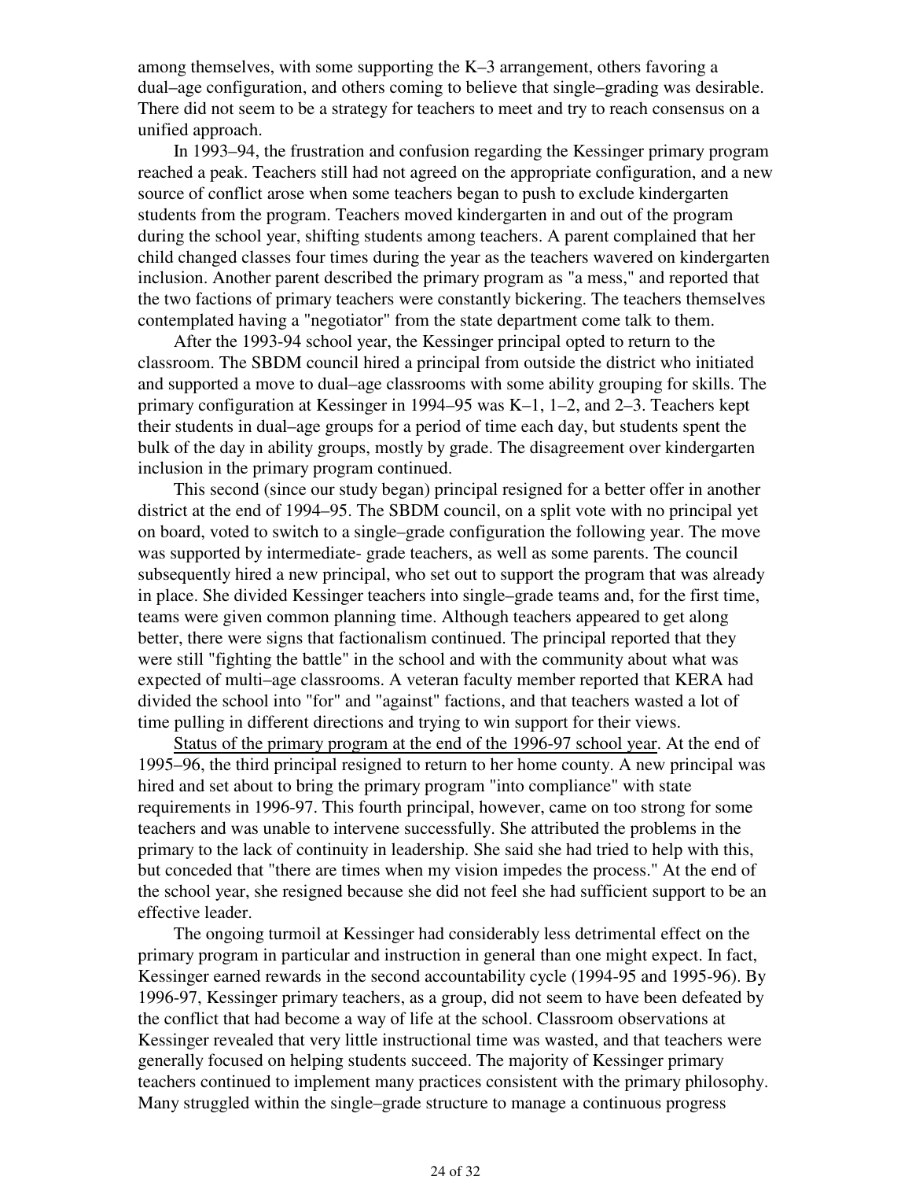among themselves, with some supporting the K–3 arrangement, others favoring a dual–age configuration, and others coming to believe that single–grading was desirable. There did not seem to be a strategy for teachers to meet and try to reach consensus on a unified approach.

In 1993–94, the frustration and confusion regarding the Kessinger primary program reached a peak. Teachers still had not agreed on the appropriate configuration, and a new source of conflict arose when some teachers began to push to exclude kindergarten students from the program. Teachers moved kindergarten in and out of the program during the school year, shifting students among teachers. A parent complained that her child changed classes four times during the year as the teachers wavered on kindergarten inclusion. Another parent described the primary program as "a mess," and reported that the two factions of primary teachers were constantly bickering. The teachers themselves contemplated having a "negotiator" from the state department come talk to them.

After the 1993-94 school year, the Kessinger principal opted to return to the classroom. The SBDM council hired a principal from outside the district who initiated and supported a move to dual–age classrooms with some ability grouping for skills. The primary configuration at Kessinger in 1994–95 was K–1, 1–2, and 2–3. Teachers kept their students in dual–age groups for a period of time each day, but students spent the bulk of the day in ability groups, mostly by grade. The disagreement over kindergarten inclusion in the primary program continued.

This second (since our study began) principal resigned for a better offer in another district at the end of 1994–95. The SBDM council, on a split vote with no principal yet on board, voted to switch to a single–grade configuration the following year. The move was supported by intermediate- grade teachers, as well as some parents. The council subsequently hired a new principal, who set out to support the program that was already in place. She divided Kessinger teachers into single–grade teams and, for the first time, teams were given common planning time. Although teachers appeared to get along better, there were signs that factionalism continued. The principal reported that they were still "fighting the battle" in the school and with the community about what was expected of multi–age classrooms. A veteran faculty member reported that KERA had divided the school into "for" and "against" factions, and that teachers wasted a lot of time pulling in different directions and trying to win support for their views.

<u>Status of the primary program at the end of the 1996-97 school year</u>. At the end of 1995–96, the third principal resigned to return to her home county. A new principal was hired and set about to bring the primary program "into compliance" with state requirements in 1996-97. This fourth principal, however, came on too strong for some teachers and was unable to intervene successfully. She attributed the problems in the primary to the lack of continuity in leadership. She said she had tried to help with this, but conceded that "there are times when my vision impedes the process." At the end of the school year, she resigned because she did not feel she had sufficient support to be an effective leader.

The ongoing turmoil at Kessinger had considerably less detrimental effect on the primary program in particular and instruction in general than one might expect. In fact, Kessinger earned rewards in the second accountability cycle (1994-95 and 1995-96). By 1996-97, Kessinger primary teachers, as a group, did not seem to have been defeated by the conflict that had become a way of life at the school. Classroom observations at Kessinger revealed that very little instructional time was wasted, and that teachers were generally focused on helping students succeed. The majority of Kessinger primary teachers continued to implement many practices consistent with the primary philosophy. Many struggled within the single–grade structure to manage a continuous progress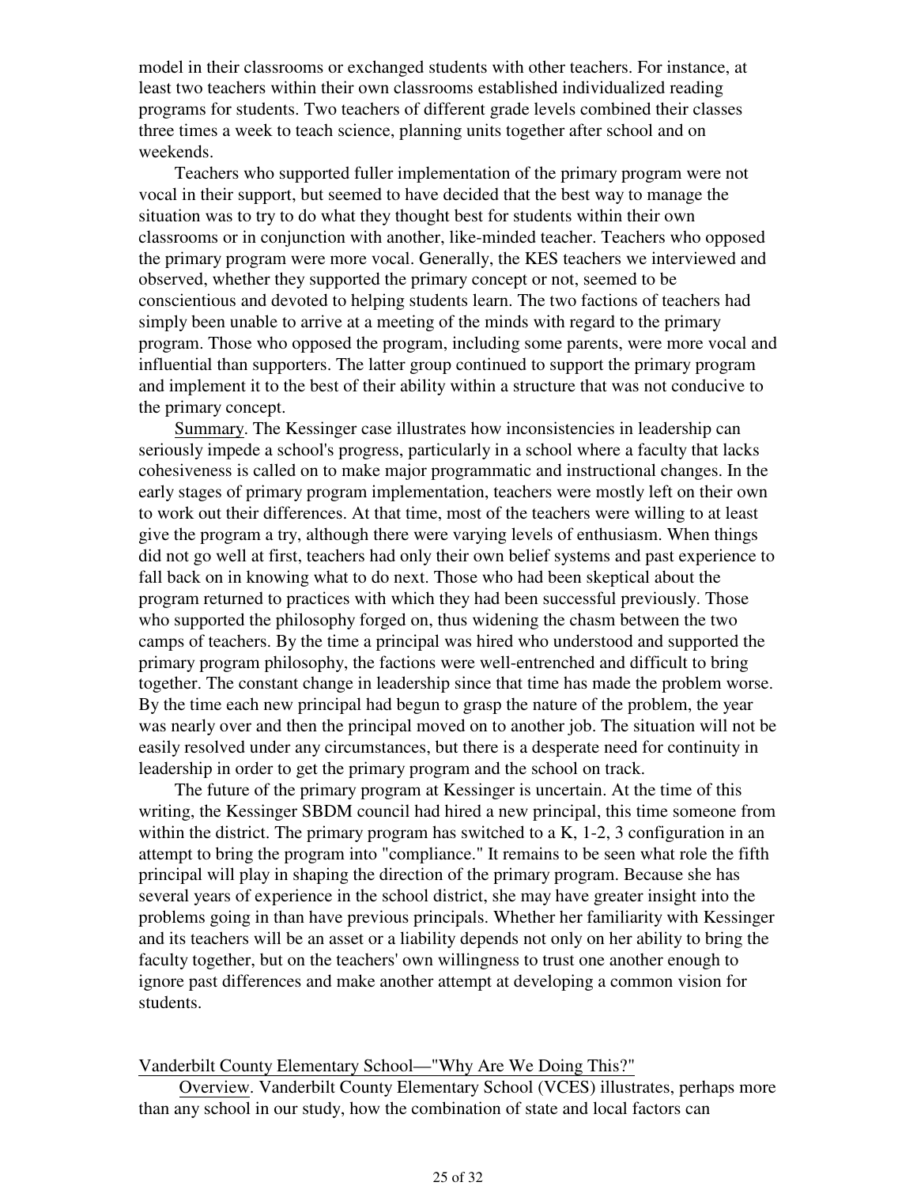model in their classrooms or exchanged students with other teachers. For instance, at least two teachers within their own classrooms established individualized reading programs for students. Two teachers of different grade levels combined their classes three times a week to teach science, planning units together after school and on weekends.

Teachers who supported fuller implementation of the primary program were not vocal in their support, but seemed to have decided that the best way to manage the situation was to try to do what they thought best for students within their own classrooms or in conjunction with another, like-minded teacher. Teachers who opposed the primary program were more vocal. Generally, the KES teachers we interviewed and observed, whether they supported the primary concept or not, seemed to be conscientious and devoted to helping students learn. The two factions of teachers had simply been unable to arrive at a meeting of the minds with regard to the primary program. Those who opposed the program, including some parents, were more vocal and influential than supporters. The latter group continued to support the primary program and implement it to the best of their ability within a structure that was not conducive to the primary concept.

Summary. The Kessinger case illustrates how inconsistencies in leadership can seriously impede a school's progress, particularly in a school where a faculty that lacks cohesiveness is called on to make major programmatic and instructional changes. In the early stages of primary program implementation, teachers were mostly left on their own to work out their differences. At that time, most of the teachers were willing to at least give the program a try, although there were varying levels of enthusiasm. When things did not go well at first, teachers had only their own belief systems and past experience to fall back on in knowing what to do next. Those who had been skeptical about the program returned to practices with which they had been successful previously. Those who supported the philosophy forged on, thus widening the chasm between the two camps of teachers. By the time a principal was hired who understood and supported the primary program philosophy, the factions were well-entrenched and difficult to bring together. The constant change in leadership since that time has made the problem worse. By the time each new principal had begun to grasp the nature of the problem, the year was nearly over and then the principal moved on to another job. The situation will not be easily resolved under any circumstances, but there is a desperate need for continuity in leadership in order to get the primary program and the school on track.

The future of the primary program at Kessinger is uncertain. At the time of this writing, the Kessinger SBDM council had hired a new principal, this time someone from within the district. The primary program has switched to a K, 1-2, 3 configuration in an attempt to bring the program into "compliance." It remains to be seen what role the fifth principal will play in shaping the direction of the primary program. Because she has several years of experience in the school district, she may have greater insight into the problems going in than have previous principals. Whether her familiarity with Kessinger and its teachers will be an asset or a liability depends not only on her ability to bring the faculty together, but on the teachers' own willingness to trust one another enough to ignore past differences and make another attempt at developing a common vision for students.

## Vanderbilt County Elementary School—"Why Are We Doing This?"

Overview. Vanderbilt County Elementary School (VCES) illustrates, perhaps more than any school in our study, how the combination of state and local factors can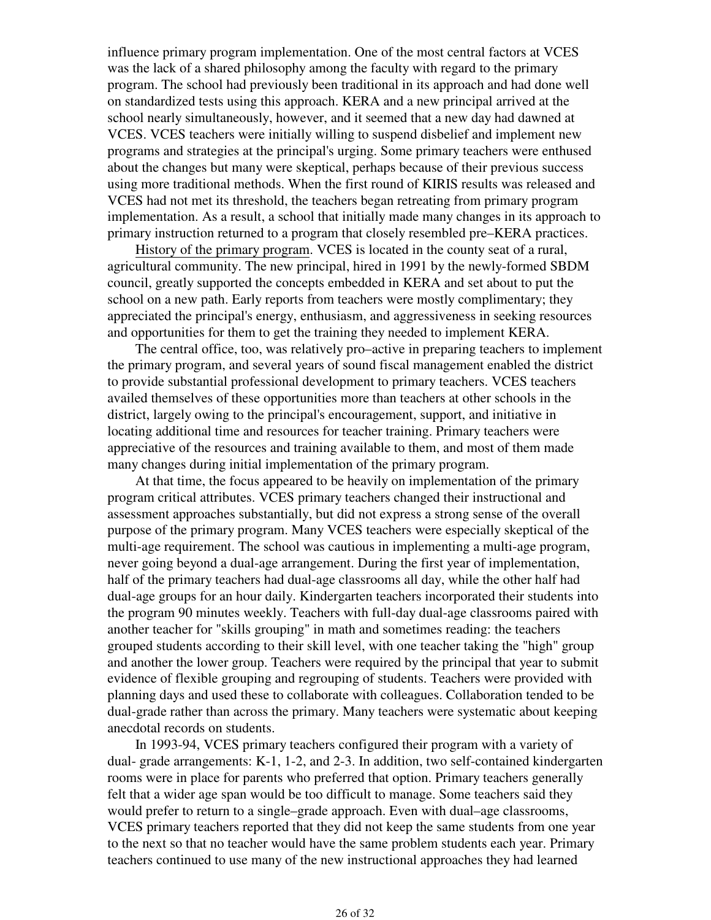influence primary program implementation. One of the most central factors at VCES was the lack of a shared philosophy among the faculty with regard to the primary program. The school had previously been traditional in its approach and had done well on standardized tests using this approach. KERA and a new principal arrived at the school nearly simultaneously, however, and it seemed that a new day had dawned at VCES. VCES teachers were initially willing to suspend disbelief and implement new programs and strategies at the principal's urging. Some primary teachers were enthused about the changes but many were skeptical, perhaps because of their previous success using more traditional methods. When the first round of KIRIS results was released and VCES had not met its threshold, the teachers began retreating from primary program implementation. As a result, a school that initially made many changes in its approach to primary instruction returned to a program that closely resembled pre–KERA practices.

History of the primary program. VCES is located in the county seat of a rural, agricultural community. The new principal, hired in 1991 by the newly-formed SBDM council, greatly supported the concepts embedded in KERA and set about to put the school on a new path. Early reports from teachers were mostly complimentary; they appreciated the principal's energy, enthusiasm, and aggressiveness in seeking resources and opportunities for them to get the training they needed to implement KERA.

The central office, too, was relatively pro–active in preparing teachers to implement the primary program, and several years of sound fiscal management enabled the district to provide substantial professional development to primary teachers. VCES teachers availed themselves of these opportunities more than teachers at other schools in the district, largely owing to the principal's encouragement, support, and initiative in locating additional time and resources for teacher training. Primary teachers were appreciative of the resources and training available to them, and most of them made many changes during initial implementation of the primary program.

At that time, the focus appeared to be heavily on implementation of the primary program critical attributes. VCES primary teachers changed their instructional and assessment approaches substantially, but did not express a strong sense of the overall purpose of the primary program. Many VCES teachers were especially skeptical of the multi-age requirement. The school was cautious in implementing a multi-age program, never going beyond a dual-age arrangement. During the first year of implementation, half of the primary teachers had dual-age classrooms all day, while the other half had dual-age groups for an hour daily. Kindergarten teachers incorporated their students into the program 90 minutes weekly. Teachers with full-day dual-age classrooms paired with another teacher for "skills grouping" in math and sometimes reading: the teachers grouped students according to their skill level, with one teacher taking the "high" group and another the lower group. Teachers were required by the principal that year to submit evidence of flexible grouping and regrouping of students. Teachers were provided with planning days and used these to collaborate with colleagues. Collaboration tended to be dual-grade rather than across the primary. Many teachers were systematic about keeping anecdotal records on students.

In 1993-94, VCES primary teachers configured their program with a variety of dual- grade arrangements: K-1, 1-2, and 2-3. In addition, two self-contained kindergarten rooms were in place for parents who preferred that option. Primary teachers generally felt that a wider age span would be too difficult to manage. Some teachers said they would prefer to return to a single–grade approach. Even with dual–age classrooms, VCES primary teachers reported that they did not keep the same students from one year to the next so that no teacher would have the same problem students each year. Primary teachers continued to use many of the new instructional approaches they had learned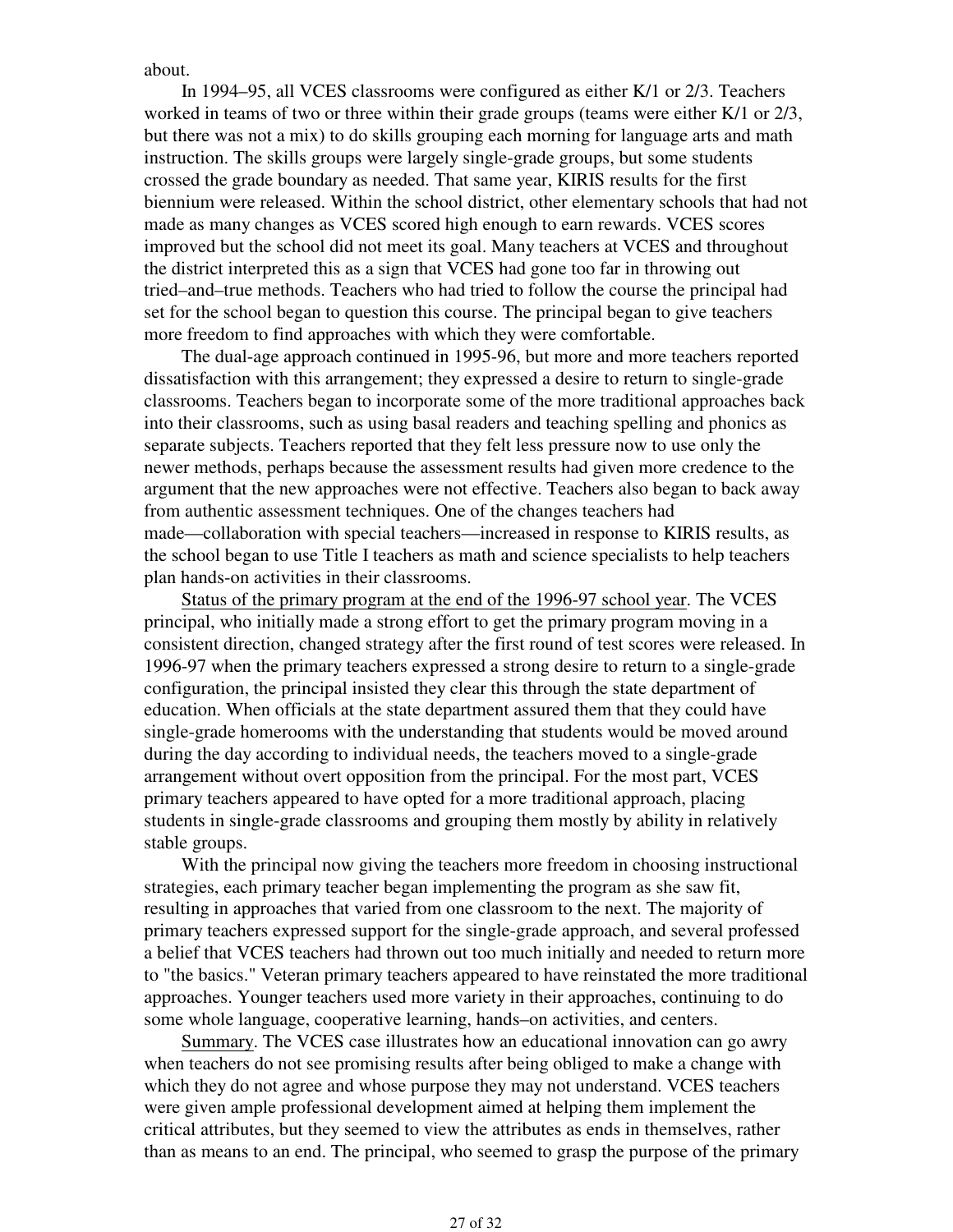about.

In 1994–95, all VCES classrooms were configured as either K/1 or 2/3. Teachers worked in teams of two or three within their grade groups (teams were either K/1 or 2/3, but there was not a mix) to do skills grouping each morning for language arts and math instruction. The skills groups were largely single-grade groups, but some students crossed the grade boundary as needed. That same year, KIRIS results for the first biennium were released. Within the school district, other elementary schools that had not made as many changes as VCES scored high enough to earn rewards. VCES scores improved but the school did not meet its goal. Many teachers at VCES and throughout the district interpreted this as a sign that VCES had gone too far in throwing out tried–and–true methods. Teachers who had tried to follow the course the principal had set for the school began to question this course. The principal began to give teachers more freedom to find approaches with which they were comfortable.

The dual-age approach continued in 1995-96, but more and more teachers reported dissatisfaction with this arrangement; they expressed a desire to return to single-grade classrooms. Teachers began to incorporate some of the more traditional approaches back into their classrooms, such as using basal readers and teaching spelling and phonics as separate subjects. Teachers reported that they felt less pressure now to use only the newer methods, perhaps because the assessment results had given more credence to the argument that the new approaches were not effective. Teachers also began to back away from authentic assessment techniques. One of the changes teachers had made—collaboration with special teachers—increased in response to KIRIS results, as the school began to use Title I teachers as math and science specialists to help teachers plan hands-on activities in their classrooms.

Status of the primary program at the end of the 1996-97 school year. The VCES principal, who initially made a strong effort to get the primary program moving in a consistent direction, changed strategy after the first round of test scores were released. In 1996-97 when the primary teachers expressed a strong desire to return to a single-grade configuration, the principal insisted they clear this through the state department of education. When officials at the state department assured them that they could have single-grade homerooms with the understanding that students would be moved around during the day according to individual needs, the teachers moved to a single-grade arrangement without overt opposition from the principal. For the most part, VCES primary teachers appeared to have opted for a more traditional approach, placing students in single-grade classrooms and grouping them mostly by ability in relatively stable groups.

With the principal now giving the teachers more freedom in choosing instructional strategies, each primary teacher began implementing the program as she saw fit, resulting in approaches that varied from one classroom to the next. The majority of primary teachers expressed support for the single-grade approach, and several professed a belief that VCES teachers had thrown out too much initially and needed to return more to "the basics." Veteran primary teachers appeared to have reinstated the more traditional approaches. Younger teachers used more variety in their approaches, continuing to do some whole language, cooperative learning, hands–on activities, and centers.

Summary. The VCES case illustrates how an educational innovation can go awry when teachers do not see promising results after being obliged to make a change with which they do not agree and whose purpose they may not understand. VCES teachers were given ample professional development aimed at helping them implement the critical attributes, but they seemed to view the attributes as ends in themselves, rather than as means to an end. The principal, who seemed to grasp the purpose of the primary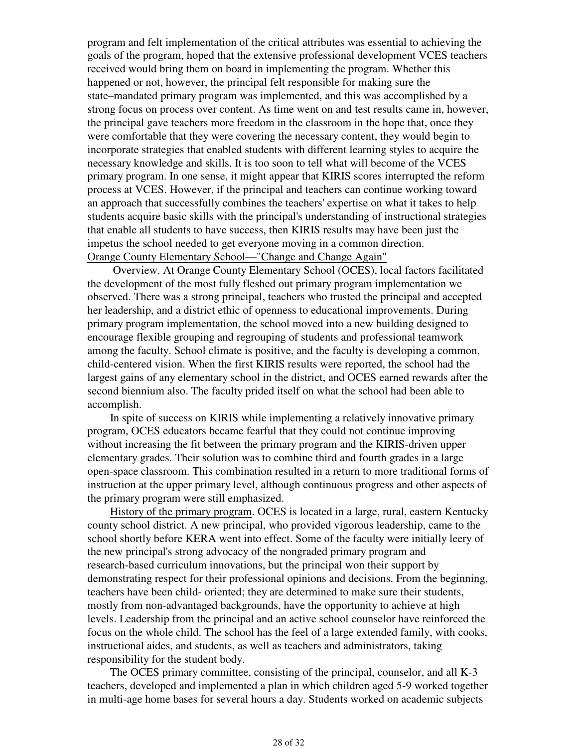program and felt implementation of the critical attributes was essential to achieving the goals of the program, hoped that the extensive professional development VCES teachers received would bring them on board in implementing the program. Whether this happened or not, however, the principal felt responsible for making sure the state–mandated primary program was implemented, and this was accomplished by a strong focus on process over content. As time went on and test results came in, however, the principal gave teachers more freedom in the classroom in the hope that, once they were comfortable that they were covering the necessary content, they would begin to incorporate strategies that enabled students with different learning styles to acquire the necessary knowledge and skills. It is too soon to tell what will become of the VCES primary program. In one sense, it might appear that KIRIS scores interrupted the reform process at VCES. However, if the principal and teachers can continue working toward an approach that successfully combines the teachers' expertise on what it takes to help students acquire basic skills with the principal's understanding of instructional strategies that enable all students to have success, then KIRIS results may have been just the impetus the school needed to get everyone moving in a common direction.

Orange County Elementary School—"Change and Change Again"

Overview. At Orange County Elementary School (OCES), local factors facilitated the development of the most fully fleshed out primary program implementation we observed. There was a strong principal, teachers who trusted the principal and accepted her leadership, and a district ethic of openness to educational improvements. During primary program implementation, the school moved into a new building designed to encourage flexible grouping and regrouping of students and professional teamwork among the faculty. School climate is positive, and the faculty is developing a common, child-centered vision. When the first KIRIS results were reported, the school had the largest gains of any elementary school in the district, and OCES earned rewards after the second biennium also. The faculty prided itself on what the school had been able to accomplish.

In spite of success on KIRIS while implementing a relatively innovative primary program, OCES educators became fearful that they could not continue improving without increasing the fit between the primary program and the KIRIS-driven upper elementary grades. Their solution was to combine third and fourth grades in a large open-space classroom. This combination resulted in a return to more traditional forms of instruction at the upper primary level, although continuous progress and other aspects of the primary program were still emphasized.

History of the primary program. OCES is located in a large, rural, eastern Kentucky county school district. A new principal, who provided vigorous leadership, came to the school shortly before KERA went into effect. Some of the faculty were initially leery of the new principal's strong advocacy of the nongraded primary program and research-based curriculum innovations, but the principal won their support by demonstrating respect for their professional opinions and decisions. From the beginning, teachers have been child- oriented; they are determined to make sure their students, mostly from non-advantaged backgrounds, have the opportunity to achieve at high levels. Leadership from the principal and an active school counselor have reinforced the focus on the whole child. The school has the feel of a large extended family, with cooks, instructional aides, and students, as well as teachers and administrators, taking responsibility for the student body.

The OCES primary committee, consisting of the principal, counselor, and all K-3 teachers, developed and implemented a plan in which children aged 5-9 worked together in multi-age home bases for several hours a day. Students worked on academic subjects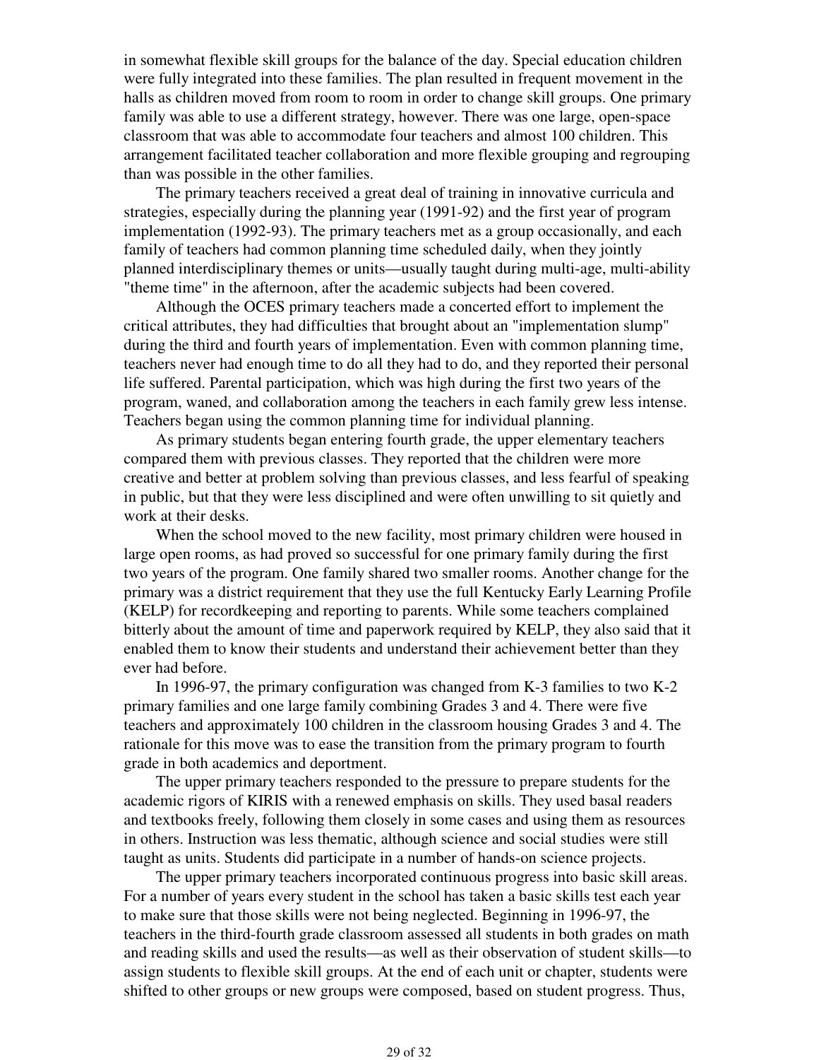in somewhat flexible skill groups for the balance of the day. Special education children were fully integrated into these families. The plan resulted in frequent movement in the halls as children moved from room to room in order to change skill groups. One primary family was able to use a different strategy, however. There was one large, open-space classroom that was able to accommodate four teachers and almost 100 children. This arrangement facilitated teacher collaboration and more flexible grouping and regrouping than was possible in the other families.

The primary teachers received a great deal of training in innovative curricula and strategies, especially during the planning year (1991-92) and the first year of program implementation (1992-93). The primary teachers met as a group occasionally, and each family of teachers had common planning time scheduled daily, when they jointly planned interdisciplinary themes or units—usually taught during multi-age, multi-ability "theme time" in the afternoon, after the academic subjects had been covered.

Although the OCES primary teachers made a concerted effort to implement the critical attributes, they had difficulties that brought about an "implementation slump" during the third and fourth years of implementation. Even with common planning time, teachers never had enough time to do all they had to do, and they reported their personal life suffered. Parental participation, which was high during the first two years of the program, waned, and collaboration among the teachers in each family grew less intense. Teachers began using the common planning time for individual planning.

As primary students began entering fourth grade, the upper elementary teachers compared them with previous classes. They reported that the children were more creative and better at problem solving than previous classes, and less fearful of speaking in public, but that they were less disciplined and were often unwilling to sit quietly and work at their desks.

When the school moved to the new facility, most primary children were housed in large open rooms, as had proved so successful for one primary family during the first two years of the program. One family shared two smaller rooms. Another change for the primary was a district requirement that they use the full Kentucky Early Learning Profile (KELP) for recordkeeping and reporting to parents. While some teachers complained bitterly about the amount of time and paperwork required by KELP, they also said that it enabled them to know their students and understand their achievement better than they ever had before.

In 1996-97, the primary configuration was changed from K-3 families to two K-2 primary families and one large family combining Grades 3 and 4. There were five teachers and approximately 100 children in the classroom housing Grades 3 and 4. The rationale for this move was to ease the transition from the primary program to fourth grade in both academics and deportment.

The upper primary teachers responded to the pressure to prepare students for the academic rigors of KIRIS with a renewed emphasis on skills. They used basal readers and textbooks freely, following them closely in some cases and using them as resources in others. Instruction was less thematic, although science and social studies were still taught as units. Students did participate in a number of hands-on science projects.

The upper primary teachers incorporated continuous progress into basic skill areas. For a number of years every student in the school has taken a basic skills test each year to make sure that those skills were not being neglected. Beginning in 1996-97, the teachers in the third-fourth grade classroom assessed all students in both grades on math and reading skills and used the results—as well as their observation of student skills—to assign students to flexible skill groups. At the end of each unit or chapter, students were shifted to other groups or new groups were composed, based on student progress. Thus,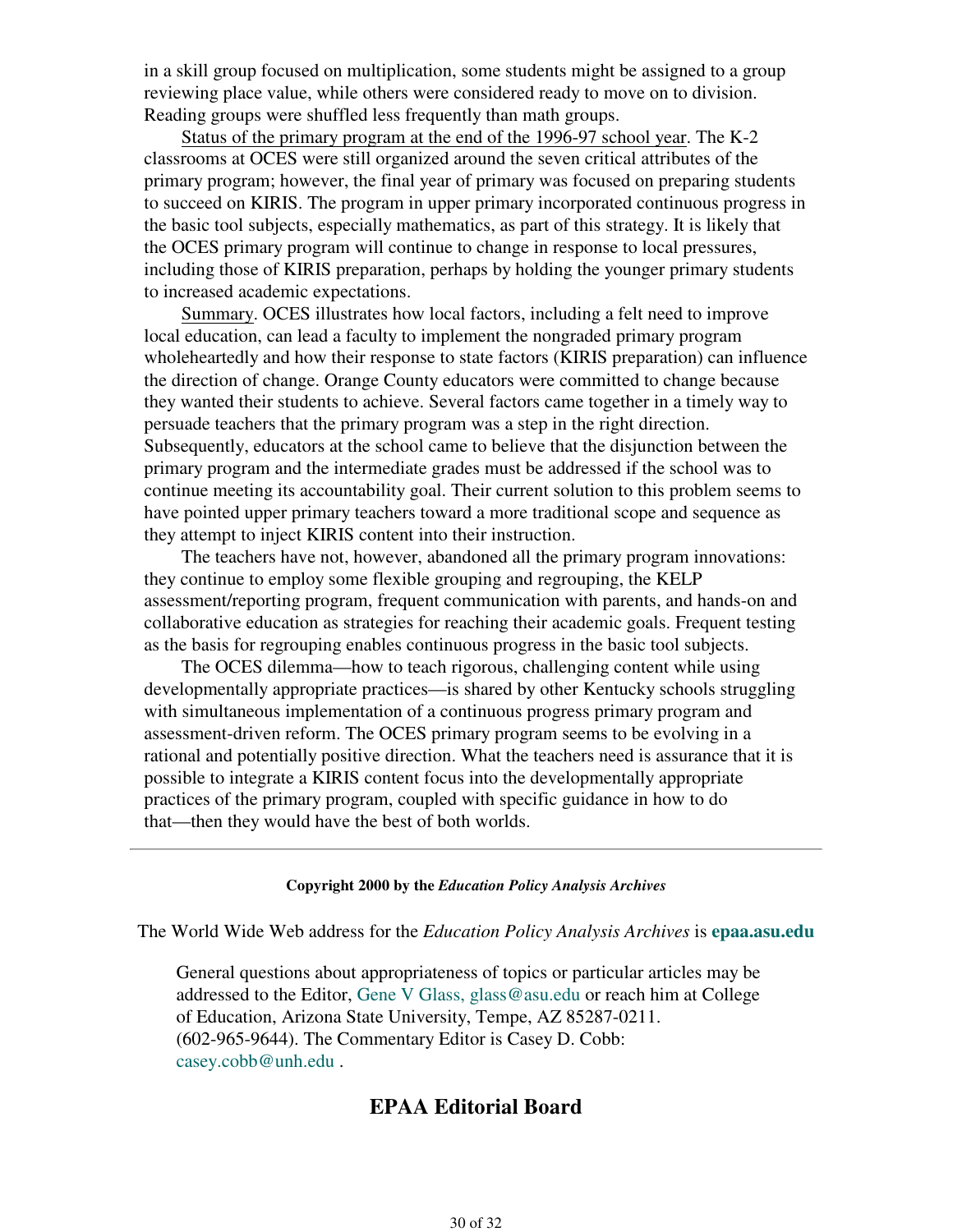in a skill group focused on multiplication, some students might be assigned to a group reviewing place value, while others were considered ready to move on to division. Reading groups were shuffled less frequently than math groups.

Status of the primary program at the end of the 1996-97 school year. The K-2 classrooms at OCES were still organized around the seven critical attributes of the primary program; however, the final year of primary was focused on preparing students to succeed on KIRIS. The program in upper primary incorporated continuous progress in the basic tool subjects, especially mathematics, as part of this strategy. It is likely that the OCES primary program will continue to change in response to local pressures, including those of KIRIS preparation, perhaps by holding the younger primary students to increased academic expectations.

Summary. OCES illustrates how local factors, including a felt need to improve local education, can lead a faculty to implement the nongraded primary program wholeheartedly and how their response to state factors (KIRIS preparation) can influence the direction of change. Orange County educators were committed to change because they wanted their students to achieve. Several factors came together in a timely way to persuade teachers that the primary program was a step in the right direction. Subsequently, educators at the school came to believe that the disjunction between the primary program and the intermediate grades must be addressed if the school was to continue meeting its accountability goal. Their current solution to this problem seems to have pointed upper primary teachers toward a more traditional scope and sequence as they attempt to inject KIRIS content into their instruction.

The teachers have not, however, abandoned all the primary program innovations: they continue to employ some flexible grouping and regrouping, the KELP assessment/reporting program, frequent communication with parents, and hands-on and collaborative education as strategies for reaching their academic goals. Frequent testing as the basis for regrouping enables continuous progress in the basic tool subjects.

The OCES dilemma—how to teach rigorous, challenging content while using developmentally appropriate practices—is shared by other Kentucky schools struggling with simultaneous implementation of a continuous progress primary program and assessment-driven reform. The OCES primary program seems to be evolving in a rational and potentially positive direction. What the teachers need is assurance that it is possible to integrate a KIRIS content focus into the developmentally appropriate practices of the primary program, coupled with specific guidance in how to do that—then they would have the best of both worlds.

---

**Copyright 2000 by the *Education Policy Analysis Archives***

The World Wide Web address for the *Education Policy Analysis Archives* is **epaa.asu.edu**

General questions about appropriateness of topics or particular articles may be addressed to the Editor, Gene V Glass, glass@asu.edu or reach him at College of Education, Arizona State University, Tempe, AZ 85287-0211. (602-965-9644). The Commentary Editor is Casey D. Cobb: casey.cobb@unh.edu .

## EPAA Editorial Board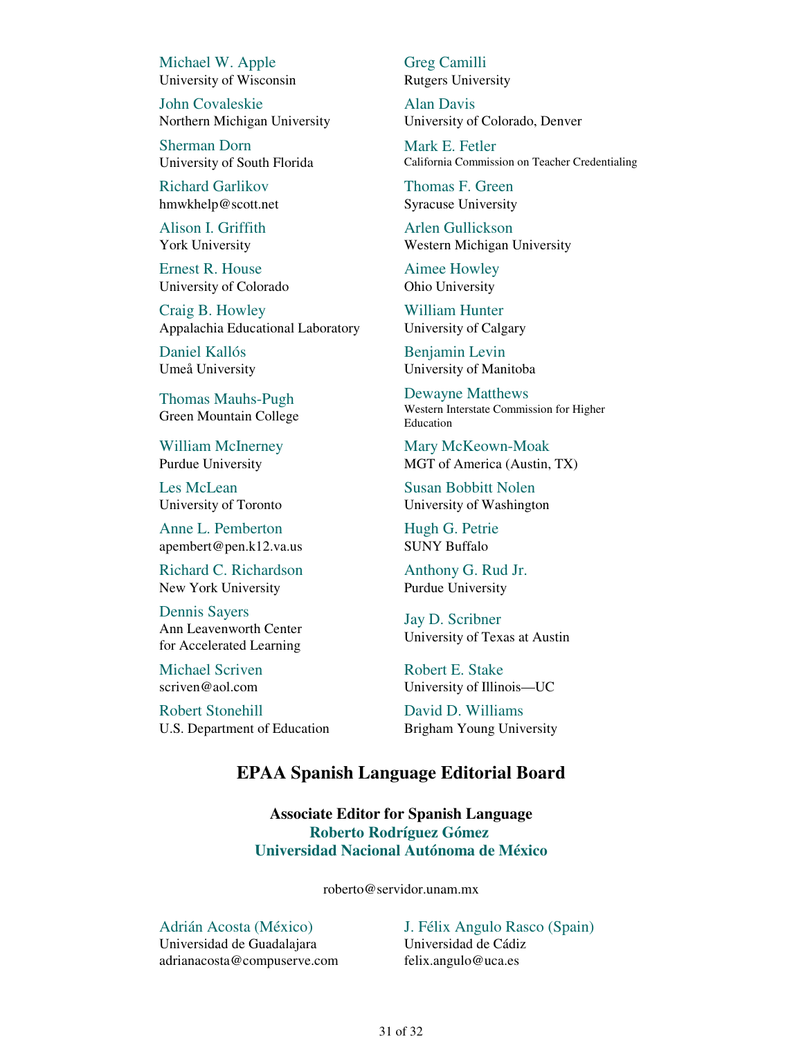Michael W. Apple
University of Wisconsin

Greg Camilli
Rutgers University

John Covaleskie
Northern Michigan University

Alan Davis
University of Colorado, Denver

Sherman Dorn
University of South Florida

Mark E. Fetler
California Commission on Teacher Credentialing

Richard Garlikov
hmwkhelp@scott.net

Thomas F. Green
Syracuse University

Alison I. Griffith
York University

Arlen Gullickson
Western Michigan University

Ernest R. House
University of Colorado

Aimee Howley
Ohio University

Craig B. Howley
Appalachia Educational Laboratory

William Hunter
University of Calgary

Daniel Kallós
Umeå University

Benjamin Levin
University of Manitoba

Thomas Mauhs-Pugh
Green Mountain College

Dewayne Matthews
Western Interstate Commission for Higher Education

William McInerney
Purdue University

Mary McKeown-Moak
MGT of America (Austin, TX)

Les McLean
University of Toronto

Susan Bobbitt Nolen
University of Washington

Anne L. Pemberton
apembert@pen.k12.va.us

Hugh G. Petrie
SUNY Buffalo

Richard C. Richardson
New York University

Anthony G. Rud Jr.
Purdue University

Dennis Sayers
Ann Leavenworth Center for Accelerated Learning

Jay D. Scribner
University of Texas at Austin

Michael Scriven
scriven@aol.com

Robert E. Stake
University of Illinois—UC

Robert Stonehill
U.S. Department of Education

David D. Williams
Brigham Young University

## EPAA Spanish Language Editorial Board

**Associate Editor for Spanish Language**
**Roberto Rodríguez Gómez**
**Universidad Nacional Autónoma de México**

roberto@servidor.unam.mx

Adrián Acosta (México)
Universidad de Guadalajara
adrianacosta@compuserve.com

J. Félix Angulo Rasco (Spain)
Universidad de Cádiz
felix.angulo@uca.es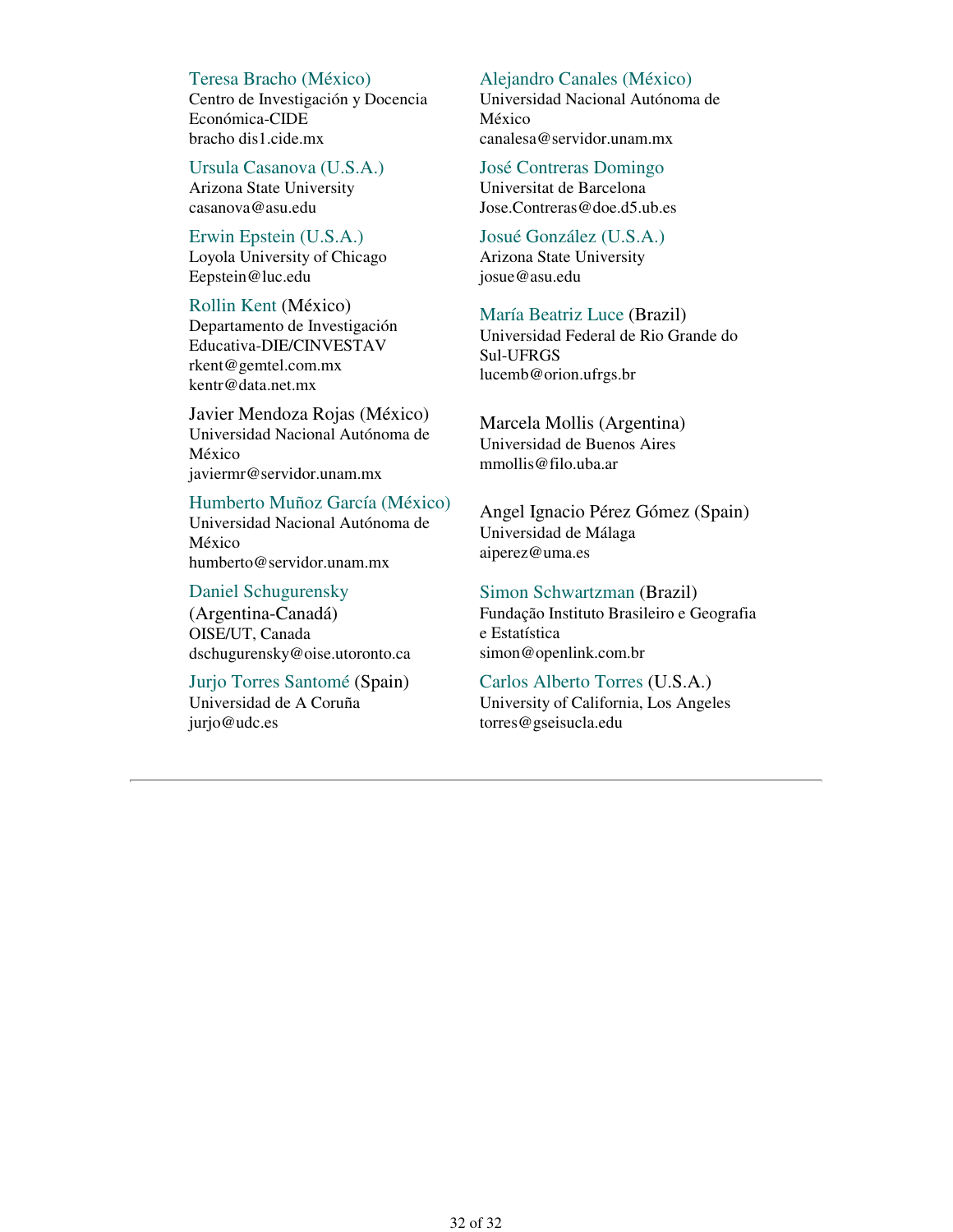Teresa Bracho (México)
Centro de Investigación y Docencia Económica-CIDE
bracho dis1.cide.mx

Alejandro Canales (México)
Universidad Nacional Autónoma de México
canalesa@servidor.unam.mx

Ursula Casanova (U.S.A.)
Arizona State University
casanova@asu.edu

José Contreras Domingo
Universitat de Barcelona
Jose.Contreras@doe.d5.ub.es

Erwin Epstein (U.S.A.)
Loyola University of Chicago
Eepstein@luc.edu

Josué González (U.S.A.)
Arizona State University
josue@asu.edu

Rollin Kent (México)
Departamento de Investigación Educativa-DIE/CINVESTAV
rkent@gemtel.com.mx
kentr@data.net.mx

María Beatriz Luce (Brazil)
Universidad Federal de Rio Grande do Sul-UFRGS
lucemb@orion.ufrgs.br

Javier Mendoza Rojas (México)
Universidad Nacional Autónoma de México
javiermr@servidor.unam.mx

Marcela Mollis (Argentina)
Universidad de Buenos Aires
mmollis@filo.uba.ar

Humberto Muñoz García (México)
Universidad Nacional Autónoma de México
humberto@servidor.unam.mx

Angel Ignacio Pérez Gómez (Spain)
Universidad de Málaga
aiperez@uma.es

Daniel Schugurensky (Argentina-Canadá)
OISE/UT, Canada
dschugurensky@oise.utoronto.ca

Simon Schwartzman (Brazil)
Fundação Instituto Brasileiro e Geografia e Estatística
simon@openlink.com.br

Jurjo Torres Santomé (Spain)
Universidad de A Coruña
jurjo@udc.es

Carlos Alberto Torres (U.S.A.)
University of California, Los Angeles
torres@gseisucla.edu